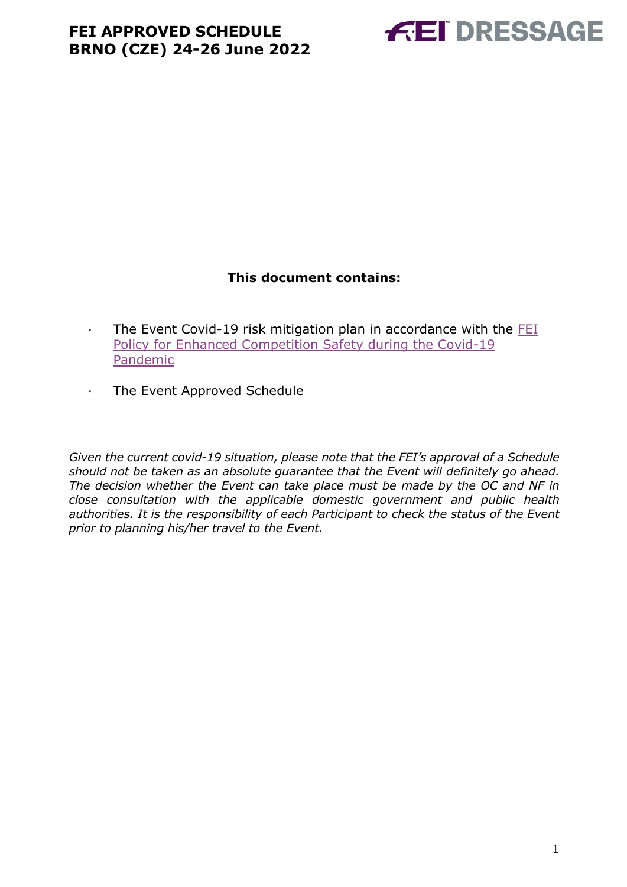**This document contains:**

- The Event Covid-19 risk mitigation plan in accordance with the FEI Policy for Enhanced Competition Safety during the Covid-19 Pandemic
- The Event Approved Schedule

*Given the current covid-19 situation, please note that the FEI's approval of a Schedule should not be taken as an absolute guarantee that the Event will definitely go ahead. The decision whether the Event can take place must be made by the OC and NF in close consultation with the applicable domestic government and public health authorities. It is the responsibility of each Participant to check the status of the Event prior to planning his/her travel to the Event.*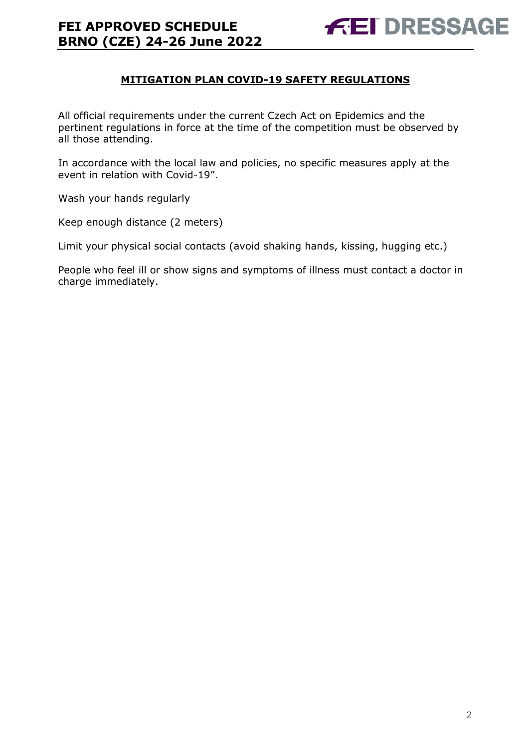## MITIGATION PLAN COVID-19 SAFETY REGULATIONS

All official requirements under the current Czech Act on Epidemics and the pertinent regulations in force at the time of the competition must be observed by all those attending.

In accordance with the local law and policies, no specific measures apply at the event in relation with Covid-19".

Wash your hands regularly

Keep enough distance (2 meters)

Limit your physical social contacts (avoid shaking hands, kissing, hugging etc.)

People who feel ill or show signs and symptoms of illness must contact a doctor in charge immediately.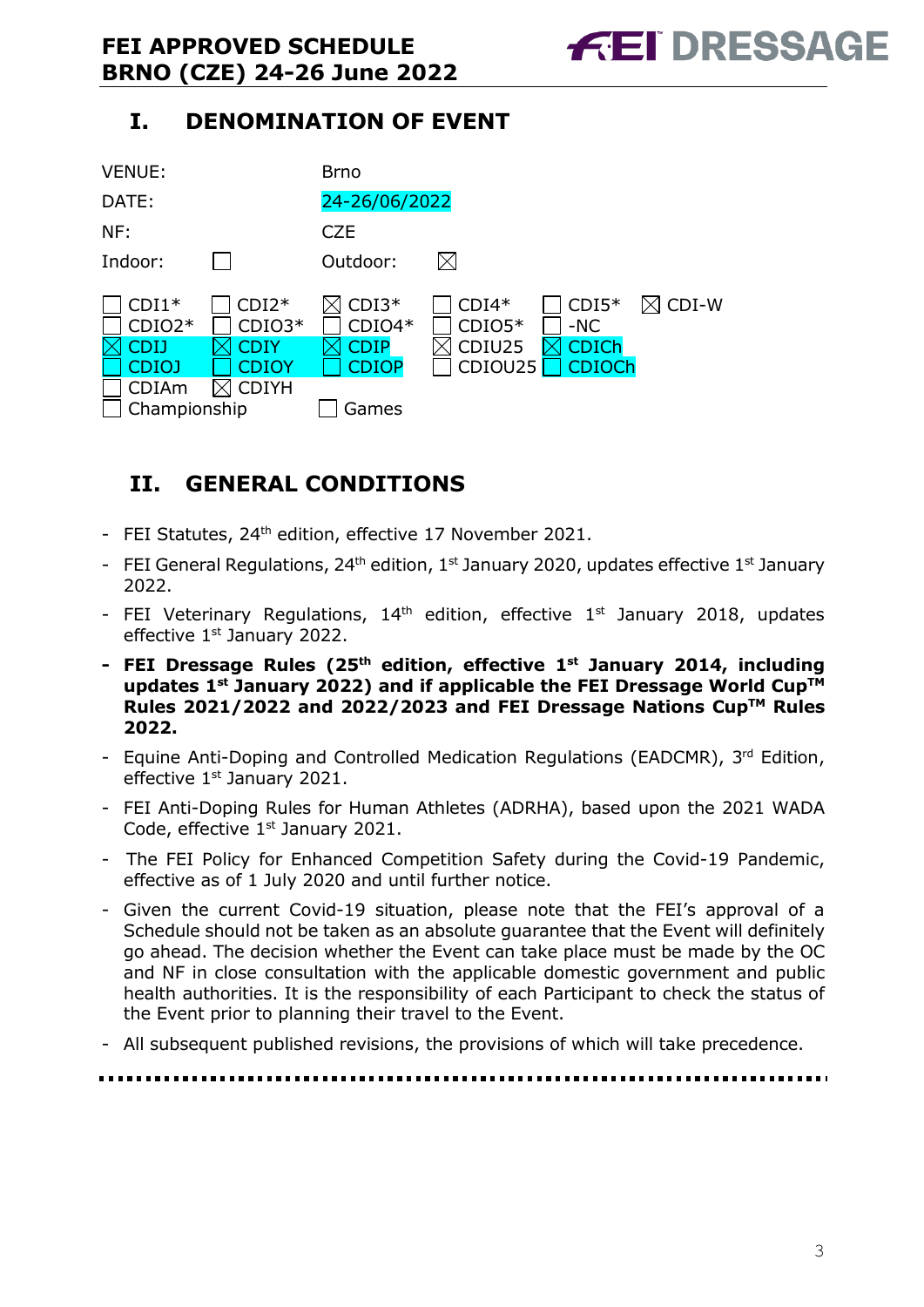## I. DENOMINATION OF EVENT

| | | | |
|---|---|---|---|
| VENUE: | | Brno | |
| DATE: | | 24-26/06/2022 | |
| NF: | | CZE | |
| Indoor: | ☐ | Outdoor: | ☒ |

| | | | | | |
|---|---|---|---|---|---|
| ☐ CDI1* | ☐ CDI2* | ☒ CDI3* | ☐ CDI4* | ☐ CDI5* | ☒ CDI-W |
| ☐ CDIO2* | ☐ CDIO3* | ☐ CDIO4* | ☐ CDIO5* | ☐ -NC | |
| ☒ CDIJ | ☒ CDIY | ☒ CDIP | ☒ CDIU25 | ☒ CDICh | |
| ☐ CDIOJ | ☐ CDIOY | ☐ CDIOP | ☐ CDIOU25 | ☐ CDIOCh | |
| ☐ CDIAm | ☒ CDIYH | | | | |
| ☐ Championship | | ☐ Games | | | |

## II. GENERAL CONDITIONS

- FEI Statutes, 24th edition, effective 17 November 2021.
- FEI General Regulations, 24th edition, 1st January 2020, updates effective 1st January 2022.
- FEI Veterinary Regulations, 14th edition, effective 1st January 2018, updates effective 1st January 2022.
- **FEI Dressage Rules (25th edition, effective 1st January 2014, including updates 1st January 2022) and if applicable the FEI Dressage World Cup™ Rules 2021/2022 and 2022/2023 and FEI Dressage Nations Cup™ Rules 2022.**
- Equine Anti-Doping and Controlled Medication Regulations (EADCMR), 3rd Edition, effective 1st January 2021.
- FEI Anti-Doping Rules for Human Athletes (ADRHA), based upon the 2021 WADA Code, effective 1st January 2021.
- The FEI Policy for Enhanced Competition Safety during the Covid-19 Pandemic, effective as of 1 July 2020 and until further notice.
- Given the current Covid-19 situation, please note that the FEI's approval of a Schedule should not be taken as an absolute guarantee that the Event will definitely go ahead. The decision whether the Event can take place must be made by the OC and NF in close consultation with the applicable domestic government and public health authorities. It is the responsibility of each Participant to check the status of the Event prior to planning their travel to the Event.
- All subsequent published revisions, the provisions of which will take precedence.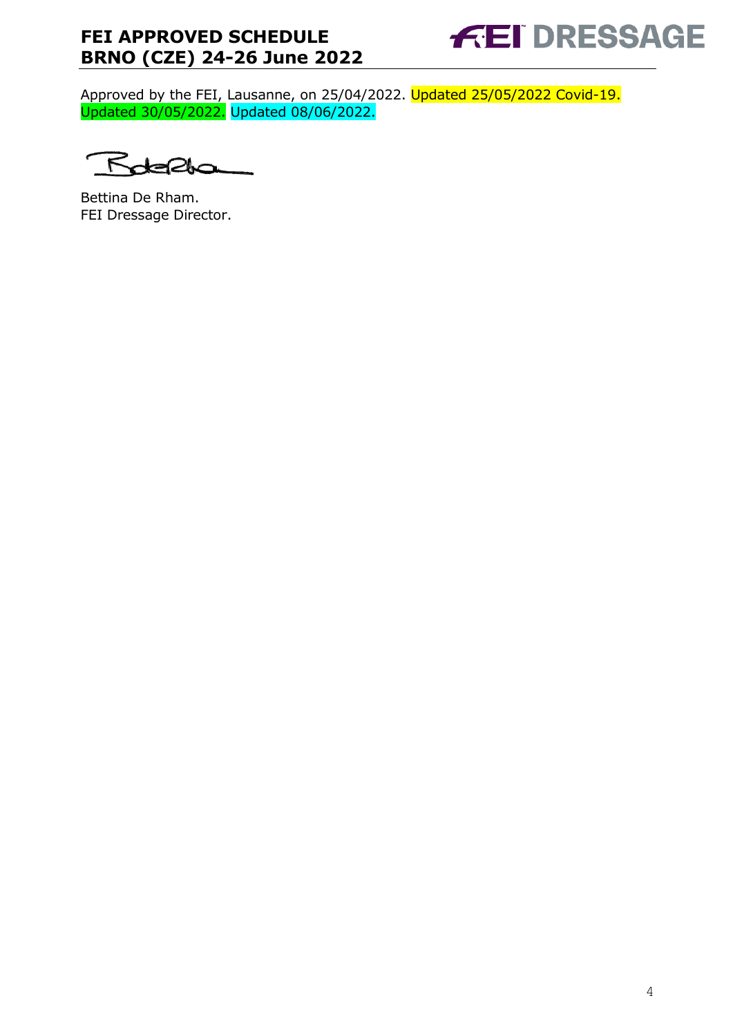Approved by the FEI, Lausanne, on 25/04/2022. Updated 25/05/2022 Covid-19. Updated 30/05/2022. Updated 08/06/2022.

Bettina De Rham.
FEI Dressage Director.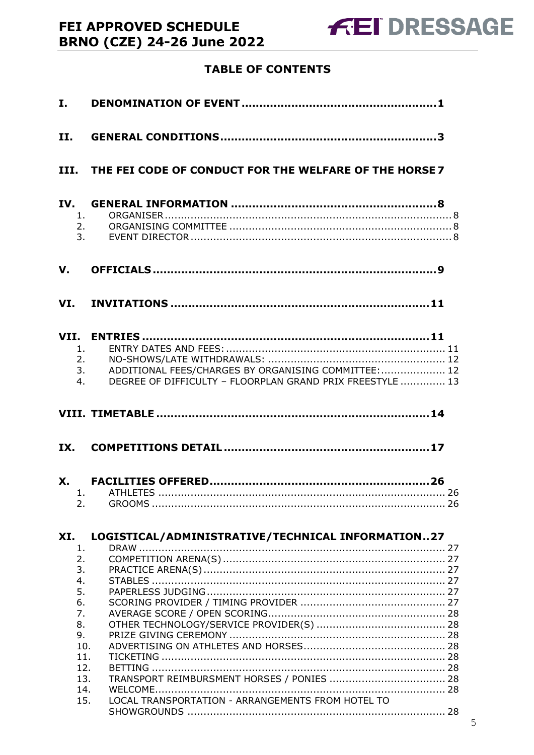## TABLE OF CONTENTS

**I. DENOMINATION OF EVENT ..... 1**

**II. GENERAL CONDITIONS ..... 3**

**III. THE FEI CODE OF CONDUCT FOR THE WELFARE OF THE HORSE 7**

**IV. GENERAL INFORMATION ..... 8**

1. ORGANISER ..... 8
2. ORGANISING COMMITTEE ..... 8
3. EVENT DIRECTOR ..... 8

**V. OFFICIALS ..... 9**

**VI. INVITATIONS ..... 11**

**VII. ENTRIES ..... 11**

1. ENTRY DATES AND FEES: ..... 11
2. NO-SHOWS/LATE WITHDRAWALS: ..... 12
3. ADDITIONAL FEES/CHARGES BY ORGANISING COMMITTEE: ..... 12
4. DEGREE OF DIFFICULTY – FLOORPLAN GRAND PRIX FREESTYLE ..... 13

**VIII. TIMETABLE ..... 14**

**IX. COMPETITIONS DETAIL ..... 17**

**X. FACILITIES OFFERED ..... 26**

1. ATHLETES ..... 26
2. GROOMS ..... 26

**XI. LOGISTICAL/ADMINISTRATIVE/TECHNICAL INFORMATION ..27**

1. DRAW ..... 27
2. COMPETITION ARENA(S) ..... 27
3. PRACTICE ARENA(S) ..... 27
4. STABLES ..... 27
5. PAPERLESS JUDGING ..... 27
6. SCORING PROVIDER / TIMING PROVIDER ..... 27
7. AVERAGE SCORE / OPEN SCORING ..... 28
8. OTHER TECHNOLOGY/SERVICE PROVIDER(S) ..... 28
9. PRIZE GIVING CEREMONY ..... 28
10. ADVERTISING ON ATHLETES AND HORSES ..... 28
11. TICKETING ..... 28
12. BETTING ..... 28
13. TRANSPORT REIMBURSMENT HORSES / PONIES ..... 28
14. WELCOME ..... 28
15. LOCAL TRANSPORTATION - ARRANGEMENTS FROM HOTEL TO SHOWGROUNDS ..... 28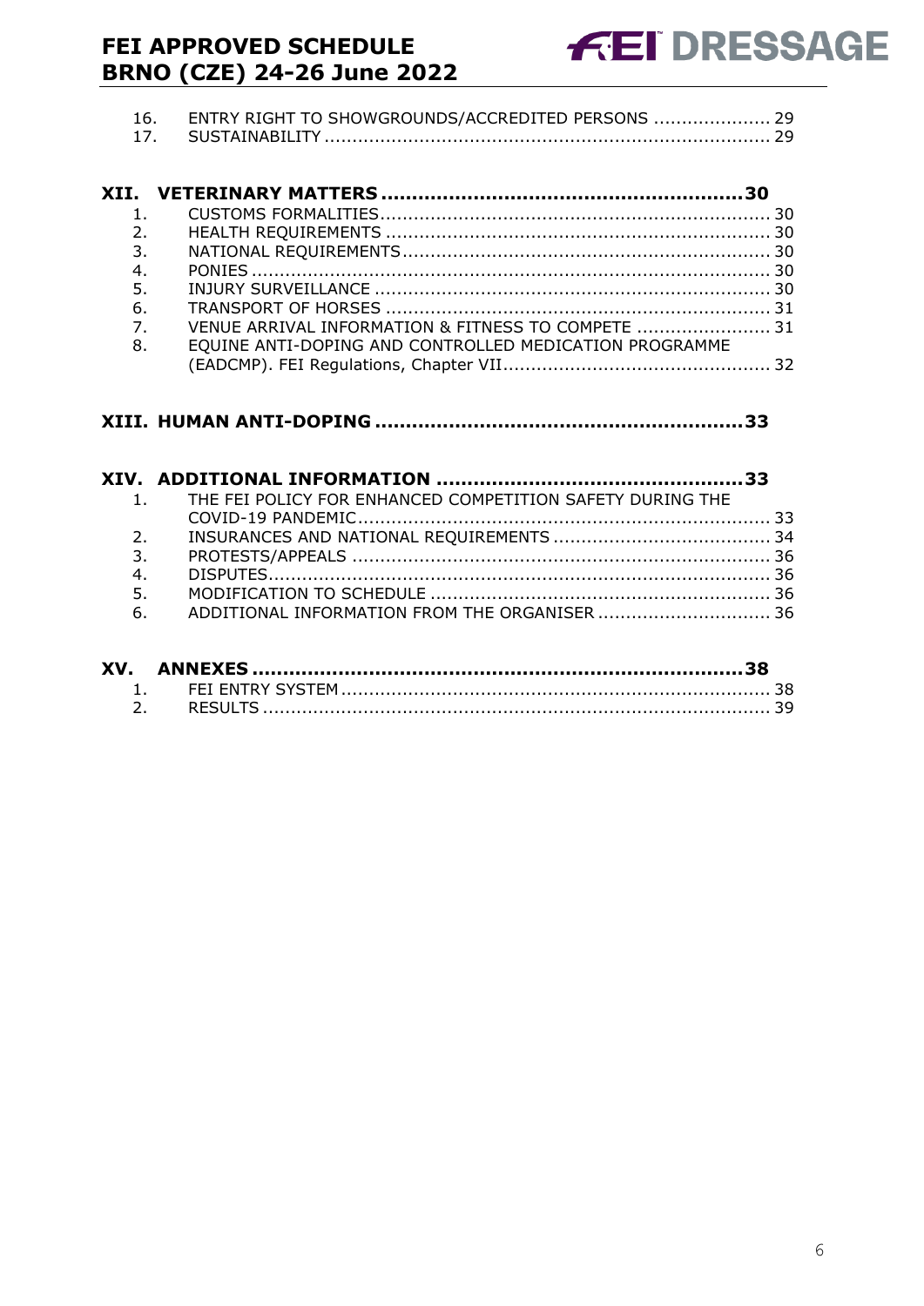16. ENTRY RIGHT TO SHOWGROUNDS/ACCREDITED PERSONS ..................... 29
17. SUSTAINABILITY ................................................................................ 29

**XII. VETERINARY MATTERS .........................................................30**

1. CUSTOMS FORMALITIES..................................................................... 30
2. HEALTH REQUIREMENTS .................................................................... 30
3. NATIONAL REQUIREMENTS .................................................................. 30
4. PONIES ............................................................................................ 30
5. INJURY SURVEILLANCE ....................................................................... 30
6. TRANSPORT OF HORSES ..................................................................... 31
7. VENUE ARRIVAL INFORMATION & FITNESS TO COMPETE ........................ 31
8. EQUINE ANTI-DOPING AND CONTROLLED MEDICATION PROGRAMME (EADCMP). FEI Regulations, Chapter VII................................................ 32

**XIII. HUMAN ANTI-DOPING ..........................................................33**

**XIV. ADDITIONAL INFORMATION .................................................33**

1. THE FEI POLICY FOR ENHANCED COMPETITION SAFETY DURING THE COVID-19 PANDEMIC.......................................................................... 33
2. INSURANCES AND NATIONAL REQUIREMENTS ....................................... 34
3. PROTESTS/APPEALS ........................................................................... 36
4. DISPUTES.......................................................................................... 36
5. MODIFICATION TO SCHEDULE ............................................................. 36
6. ADDITIONAL INFORMATION FROM THE ORGANISER ............................... 36

**XV. ANNEXES ..............................................................................38**

1. FEI ENTRY SYSTEM ............................................................................. 38
2. RESULTS ........................................................................................... 39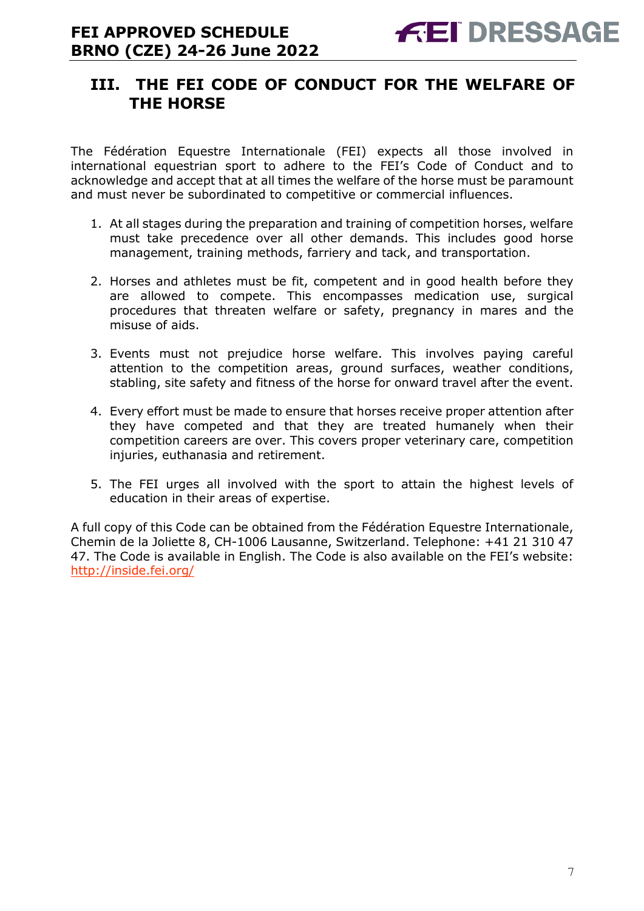## III. THE FEI CODE OF CONDUCT FOR THE WELFARE OF THE HORSE

The Fédération Equestre Internationale (FEI) expects all those involved in international equestrian sport to adhere to the FEI's Code of Conduct and to acknowledge and accept that at all times the welfare of the horse must be paramount and must never be subordinated to competitive or commercial influences.

1. At all stages during the preparation and training of competition horses, welfare must take precedence over all other demands. This includes good horse management, training methods, farriery and tack, and transportation.

2. Horses and athletes must be fit, competent and in good health before they are allowed to compete. This encompasses medication use, surgical procedures that threaten welfare or safety, pregnancy in mares and the misuse of aids.

3. Events must not prejudice horse welfare. This involves paying careful attention to the competition areas, ground surfaces, weather conditions, stabling, site safety and fitness of the horse for onward travel after the event.

4. Every effort must be made to ensure that horses receive proper attention after they have competed and that they are treated humanely when their competition careers are over. This covers proper veterinary care, competition injuries, euthanasia and retirement.

5. The FEI urges all involved with the sport to attain the highest levels of education in their areas of expertise.

A full copy of this Code can be obtained from the Fédération Equestre Internationale, Chemin de la Joliette 8, CH-1006 Lausanne, Switzerland. Telephone: +41 21 310 47 47. The Code is available in English. The Code is also available on the FEI's website: http://inside.fei.org/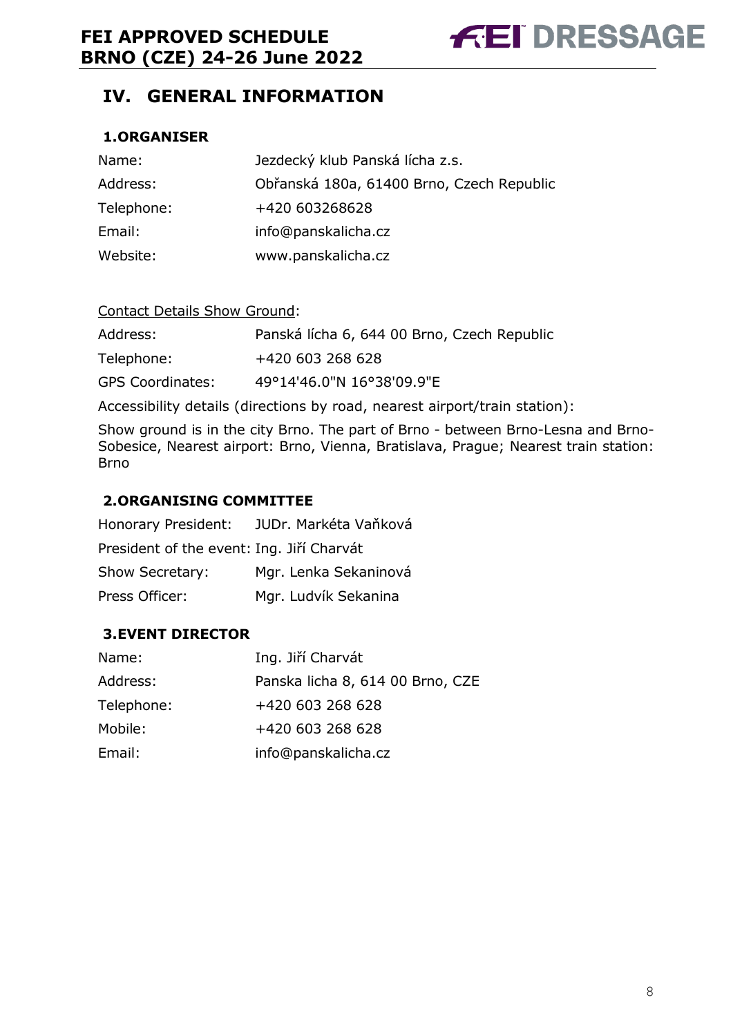# IV. GENERAL INFORMATION

## 1.ORGANISER

| | |
|---|---|
| Name: | Jezdecký klub Panská lícha z.s. |
| Address: | Obřanská 180a, 61400 Brno, Czech Republic |
| Telephone: | +420 603268628 |
| Email: | info@panskalicha.cz |
| Website: | www.panskalicha.cz |

<u>Contact Details Show Ground</u>:

| | |
|---|---|
| Address: | Panská lícha 6, 644 00 Brno, Czech Republic |
| Telephone: | +420 603 268 628 |
| GPS Coordinates: | 49°14'46.0"N 16°38'09.9"E |

Accessibility details (directions by road, nearest airport/train station):

Show ground is in the city Brno. The part of Brno - between Brno-Lesna and Brno-Sobesice, Nearest airport: Brno, Vienna, Bratislava, Prague; Nearest train station: Brno

## 2.ORGANISING COMMITTEE

| | |
|---|---|
| Honorary President: | JUDr. Markéta Vaňková |
| President of the event: | Ing. Jiří Charvát |
| Show Secretary: | Mgr. Lenka Sekaninová |
| Press Officer: | Mgr. Ludvík Sekanina |

## 3.EVENT DIRECTOR

| | |
|---|---|
| Name: | Ing. Jiří Charvát |
| Address: | Panska licha 8, 614 00 Brno, CZE |
| Telephone: | +420 603 268 628 |
| Mobile: | +420 603 268 628 |
| Email: | info@panskalicha.cz |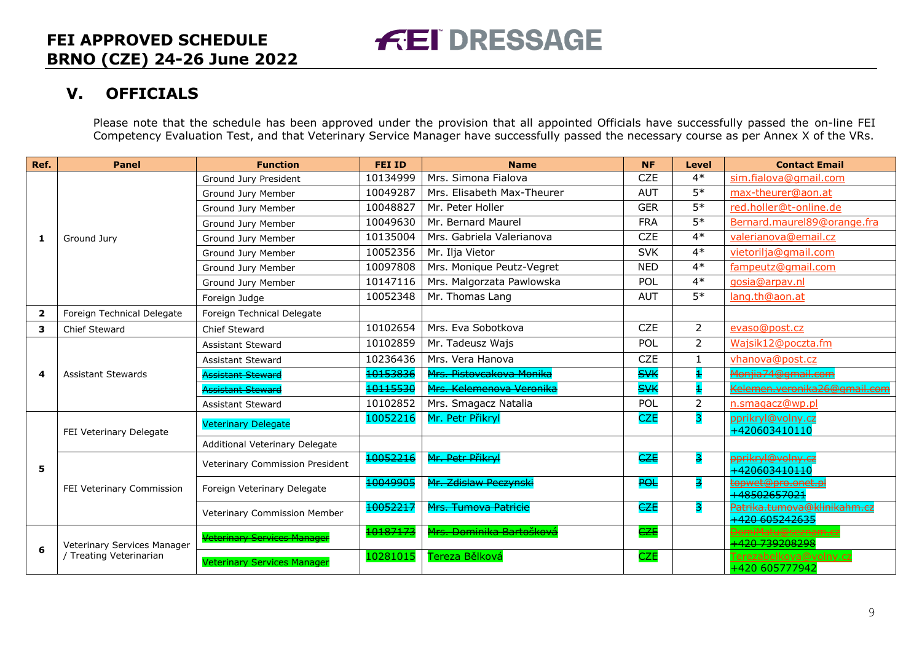# FEI APPROVED SCHEDULE
# BRNO (CZE) 24-26 June 2022

## V. OFFICIALS

Please note that the schedule has been approved under the provision that all appointed Officials have successfully passed the on-line FEI Competency Evaluation Test, and that Veterinary Service Manager have successfully passed the necessary course as per Annex X of the VRs.

| Ref. | Panel | Function | FEI ID | Name | NF | Level | Contact Email |
|---|---|---|---|---|---|---|---|
| 1 | Ground Jury | Ground Jury President | 10134999 | Mrs. Simona Fialova | CZE | 4* | sim.fialova@gmail.com |
| | | Ground Jury Member | 10049287 | Mrs. Elisabeth Max-Theurer | AUT | 5* | max-theurer@aon.at |
| | | Ground Jury Member | 10048827 | Mr. Peter Holler | GER | 5* | red.holler@t-online.de |
| | | Ground Jury Member | 10049630 | Mr. Bernard Maurel | FRA | 5* | Bernard.maurel89@orange.fra |
| | | Ground Jury Member | 10135004 | Mrs. Gabriela Valerianova | CZE | 4* | valerianova@email.cz |
| | | Ground Jury Member | 10052356 | Mr. Ilja Vietor | SVK | 4* | vietorilja@gmail.com |
| | | Ground Jury Member | 10097808 | Mrs. Monique Peutz-Vegret | NED | 4* | fampeutz@gmail.com |
| | | Ground Jury Member | 10147116 | Mrs. Malgorzata Pawlowska | POL | 4* | gosia@arpav.nl |
| | | Foreign Judge | 10052348 | Mr. Thomas Lang | AUT | 5* | lang.th@aon.at |
| 2 | Foreign Technical Delegate | Foreign Technical Delegate | | | | | |
| 3 | Chief Steward | Chief Steward | 10102654 | Mrs. Eva Sobotkova | CZE | 2 | evaso@post.cz |
| 4 | Assistant Stewards | Assistant Steward | 10102859 | Mr. Tadeusz Wajs | POL | 2 | Wajsik12@poczta.fm |
| | | Assistant Steward | 10236436 | Mrs. Vera Hanova | CZE | 1 | vhanova@post.cz |
| | | ~~Assistant Steward~~ | ~~10153836~~ | ~~Mrs. Pistovcakova Monika~~ | ~~SVK~~ | ~~1~~ | ~~Monjia74@gmail.com~~ |
| | | ~~Assistant Steward~~ | ~~10115530~~ | ~~Mrs. Kelemenova Veronika~~ | ~~SVK~~ | ~~1~~ | ~~Kelemen.veronika26@gmail.com~~ |
| | | Assistant Steward | 10102852 | Mrs. Smagacz Natalia | POL | 2 | n.smagacz@wp.pl |
| 5 | FEI Veterinary Delegate | Veterinary Delegate | 10052216 | Mr. Petr Přikryl | CZE | 3 | pprikryl@volny.cz +420603410110 |
| | | Additional Veterinary Delegate | | | | | |
| | FEI Veterinary Commission | Veterinary Commission President | ~~10052216~~ | ~~Mr. Petr Přikryl~~ | ~~CZE~~ | ~~3~~ | ~~pprikryl@volny.cz +420603410110~~ |
| | | Foreign Veterinary Delegate | ~~10049905~~ | ~~Mr. Zdislaw Peczynski~~ | ~~POL~~ | ~~3~~ | ~~topwet@pro.onet.pl +48502657021~~ |
| | | Veterinary Commission Member | ~~10052217~~ | ~~Mrs. Tumova Patricie~~ | ~~CZE~~ | ~~3~~ | ~~Patrika.tumova@klinikahm.cz +420 605242635~~ |
| 6 | Veterinary Services Manager / Treating Veterinarian | ~~Veterinary Services Manager~~ | ~~10187173~~ | ~~Mrs. Dominika Bartošková~~ | ~~CZE~~ | | ~~DomiMatu@seznam.cz +420 739208298~~ |
| | | Veterinary Services Manager | 10281015 | Tereza Bělková | CZE | | Terezabelkova@volny.cz +420 605777942 |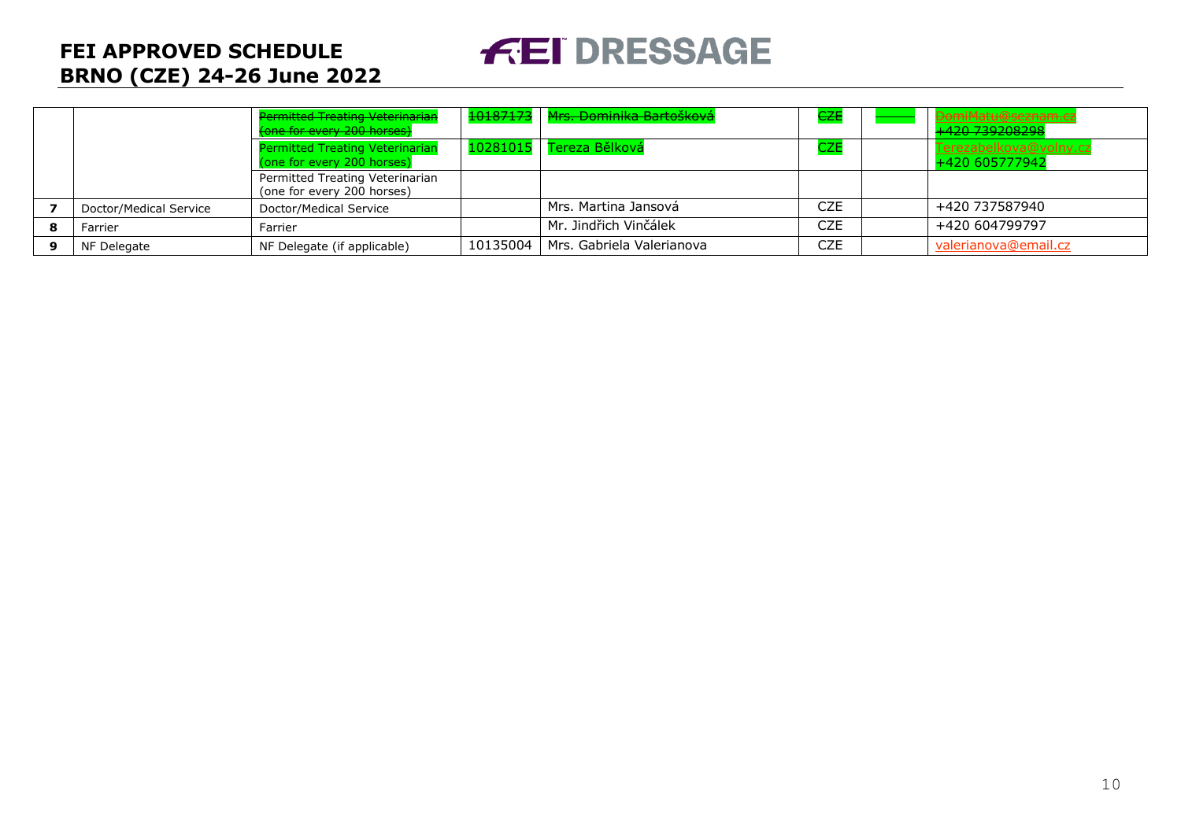| | | | | | | | |
|---|---|---|---|---|---|---|---|
| | | ~~Permitted Treating Veterinarian (one for every 200 horses)~~ | ~~10187173~~ | ~~Mrs. Dominika Bartošková~~ | ~~CZE~~ | ~~———~~ | ~~DomiMatu@seznam.cz +420 739208298~~ |
| | | Permitted Treating Veterinarian (one for every 200 horses) | 10281015 | Tereza Bělková | CZE | | Terezabelkova@volny.cz +420 605777942 |
| | | Permitted Treating Veterinarian (one for every 200 horses) | | | | | |
| **7** | Doctor/Medical Service | Doctor/Medical Service | | Mrs. Martina Jansová | CZE | | +420 737587940 |
| **8** | Farrier | Farrier | | Mr. Jindřich Vinčálek | CZE | | +420 604799797 |
| **9** | NF Delegate | NF Delegate (if applicable) | 10135004 | Mrs. Gabriela Valerianova | CZE | | valerianova@email.cz |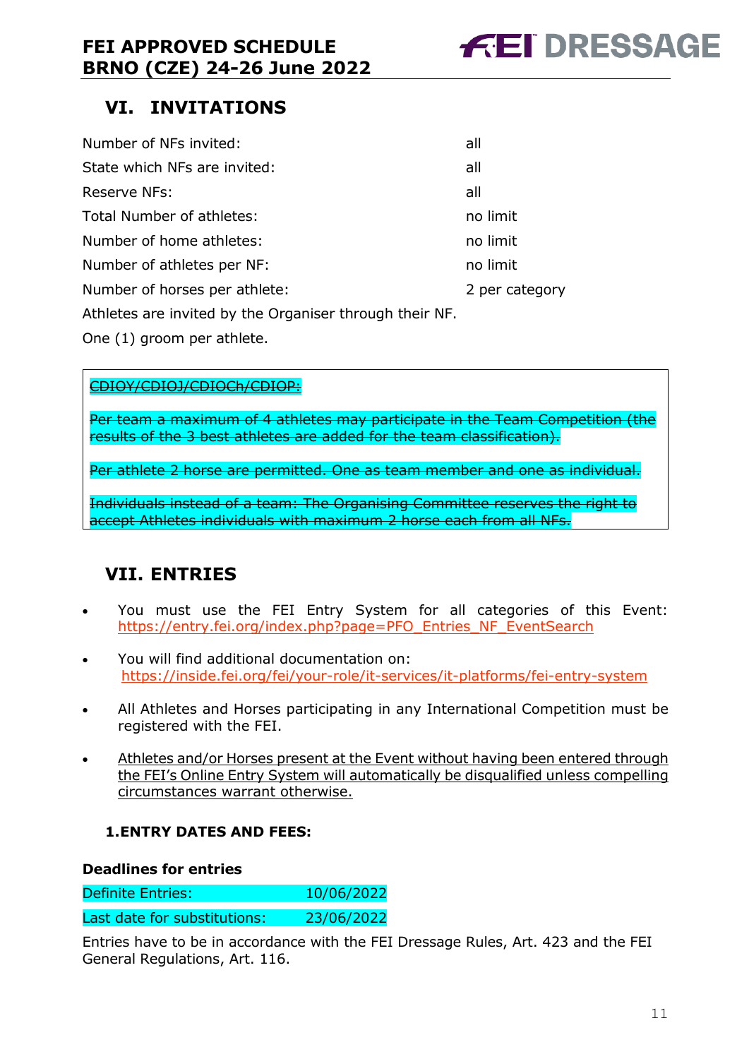## VI. INVITATIONS

| | |
|---|---|
| Number of NFs invited: | all |
| State which NFs are invited: | all |
| Reserve NFs: | all |
| Total Number of athletes: | no limit |
| Number of home athletes: | no limit |
| Number of athletes per NF: | no limit |
| Number of horses per athlete: | 2 per category |

Athletes are invited by the Organiser through their NF.

One (1) groom per athlete.

~~CDIOY/CDIOJ/CDIOCh/CDIOP:~~

~~Per team a maximum of 4 athletes may participate in the Team Competition (the results of the 3 best athletes are added for the team classification).~~

~~Per athlete 2 horse are permitted. One as team member and one as individual.~~

~~Individuals instead of a team: The Organising Committee reserves the right to accept Athletes individuals with maximum 2 horse each from all NFs.~~

## VII. ENTRIES

- You must use the FEI Entry System for all categories of this Event: https://entry.fei.org/index.php?page=PFO_Entries_NF_EventSearch
- You will find additional documentation on: https://inside.fei.org/fei/your-role/it-services/it-platforms/fei-entry-system
- All Athletes and Horses participating in any International Competition must be registered with the FEI.
- Athletes and/or Horses present at the Event without having been entered through the FEI's Online Entry System will automatically be disqualified unless compelling circumstances warrant otherwise.

### 1. ENTRY DATES AND FEES:

**Deadlines for entries**

| | |
|---|---|
| Definite Entries: | 10/06/2022 |
| Last date for substitutions: | 23/06/2022 |

Entries have to be in accordance with the FEI Dressage Rules, Art. 423 and the FEI General Regulations, Art. 116.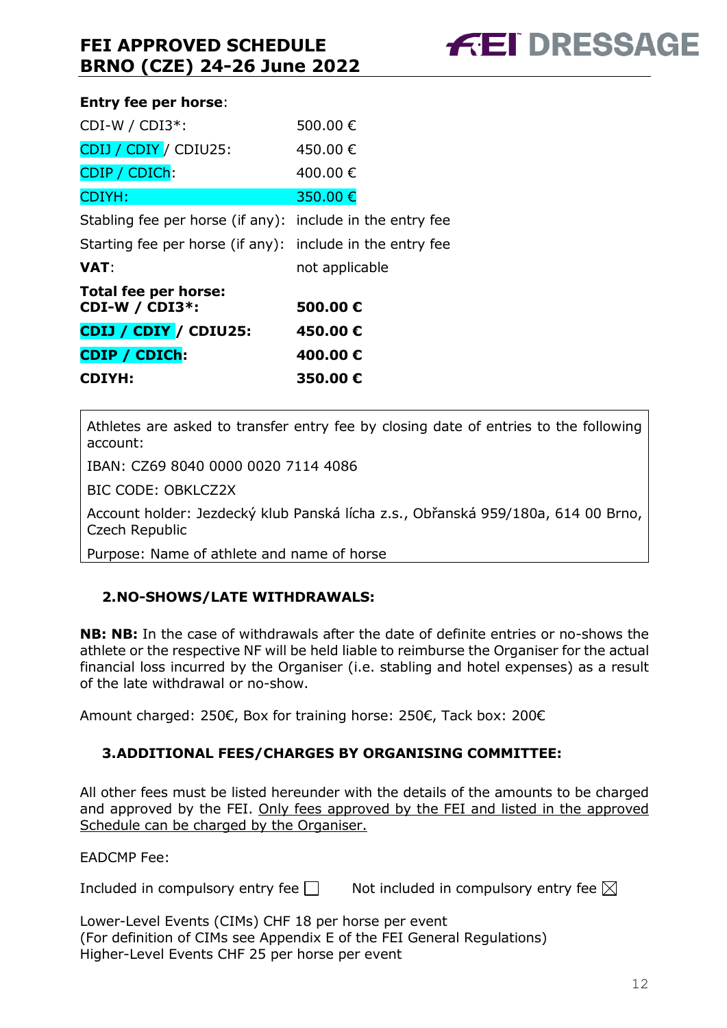**Entry fee per horse**:

| | |
|---|---|
| CDI-W / CDI3*: | 500.00 € |
| CDIJ / CDIY / CDIU25: | 450.00 € |
| CDIP / CDICh: | 400.00 € |
| CDIYH: | 350.00 € |
| Stabling fee per horse (if any): | include in the entry fee |
| Starting fee per horse (if any): | include in the entry fee |
| **VAT**: | not applicable |
| **Total fee per horse:** | |
| **CDI-W / CDI3*:** | **500.00 €** |
| **CDIJ / CDIY / CDIU25:** | **450.00 €** |
| **CDIP / CDICh:** | **400.00 €** |
| **CDIYH:** | **350.00 €** |

Athletes are asked to transfer entry fee by closing date of entries to the following account:

IBAN: CZ69 8040 0000 0020 7114 4086

BIC CODE: OBKLCZ2X

Account holder: Jezdecký klub Panská lícha z.s., Obřanská 959/180a, 614 00 Brno, Czech Republic

Purpose: Name of athlete and name of horse

## 2. NO-SHOWS/LATE WITHDRAWALS:

**NB: NB:** In the case of withdrawals after the date of definite entries or no-shows the athlete or the respective NF will be held liable to reimburse the Organiser for the actual financial loss incurred by the Organiser (i.e. stabling and hotel expenses) as a result of the late withdrawal or no-show.

Amount charged: 250€, Box for training horse: 250€, Tack box: 200€

## 3. ADDITIONAL FEES/CHARGES BY ORGANISING COMMITTEE:

All other fees must be listed hereunder with the details of the amounts to be charged and approved by the FEI. Only fees approved by the FEI and listed in the approved Schedule can be charged by the Organiser.

EADCMP Fee:

Included in compulsory entry fee ☐ Not included in compulsory entry fee ☒

Lower-Level Events (CIMs) CHF 18 per horse per event
(For definition of CIMs see Appendix E of the FEI General Regulations)
Higher-Level Events CHF 25 per horse per event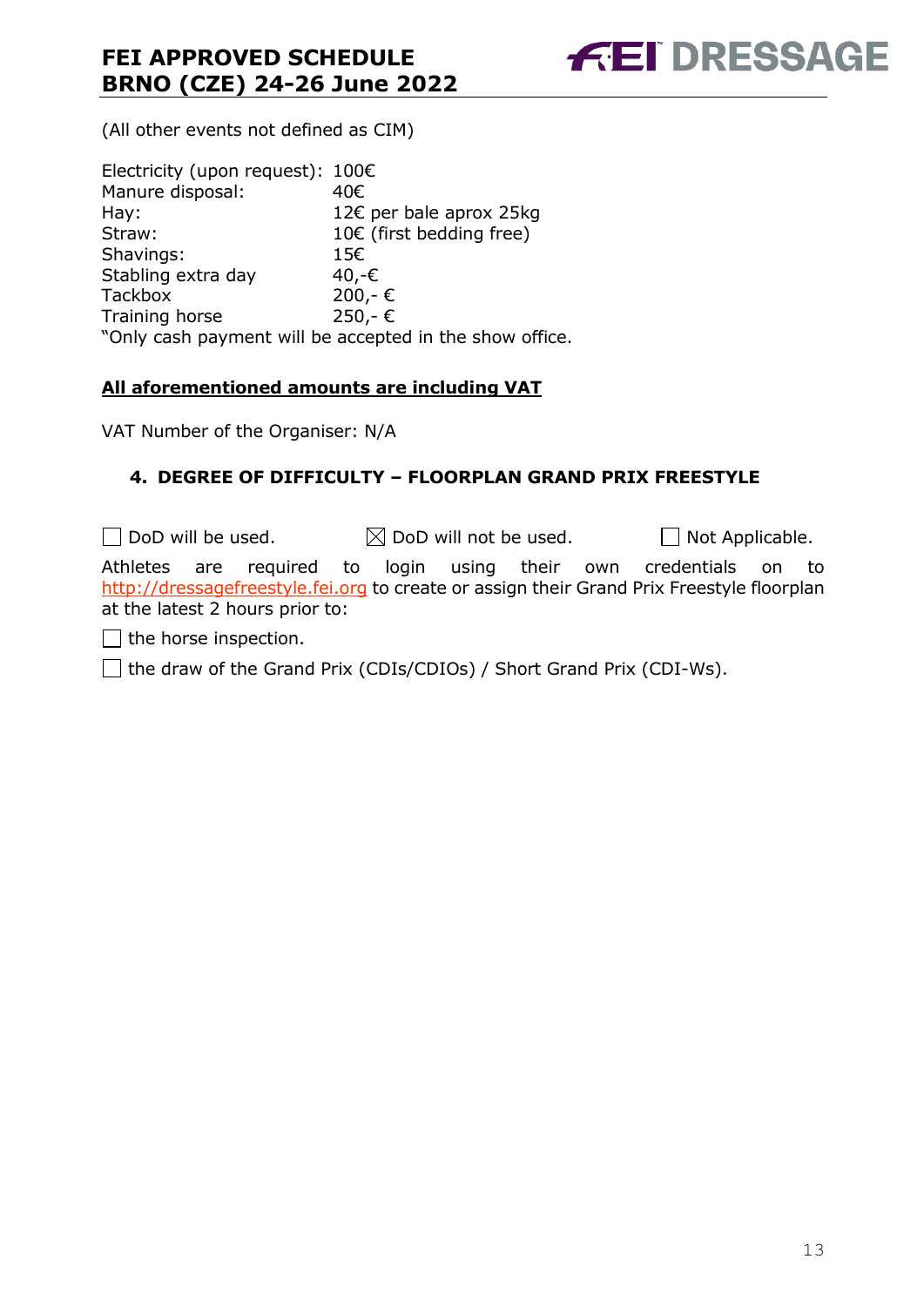(All other events not defined as CIM)

| | |
|---|---|
| Electricity (upon request): | 100€ |
| Manure disposal: | 40€ |
| Hay: | 12€ per bale aprox 25kg |
| Straw: | 10€ (first bedding free) |
| Shavings: | 15€ |
| Stabling extra day | 40,-€ |
| Tackbox | 200,- € |
| Training horse | 250,- € |

"Only cash payment will be accepted in the show office.

**<u>All aforementioned amounts are including VAT</u>**

VAT Number of the Organiser: N/A

## 4. DEGREE OF DIFFICULTY – FLOORPLAN GRAND PRIX FREESTYLE

☐ DoD will be used. ☒ DoD will not be used. ☐ Not Applicable.

Athletes are required to login using their own credentials on to http://dressagefreestyle.fei.org to create or assign their Grand Prix Freestyle floorplan at the latest 2 hours prior to:

☐ the horse inspection.

☐ the draw of the Grand Prix (CDIs/CDIOs) / Short Grand Prix (CDI-Ws).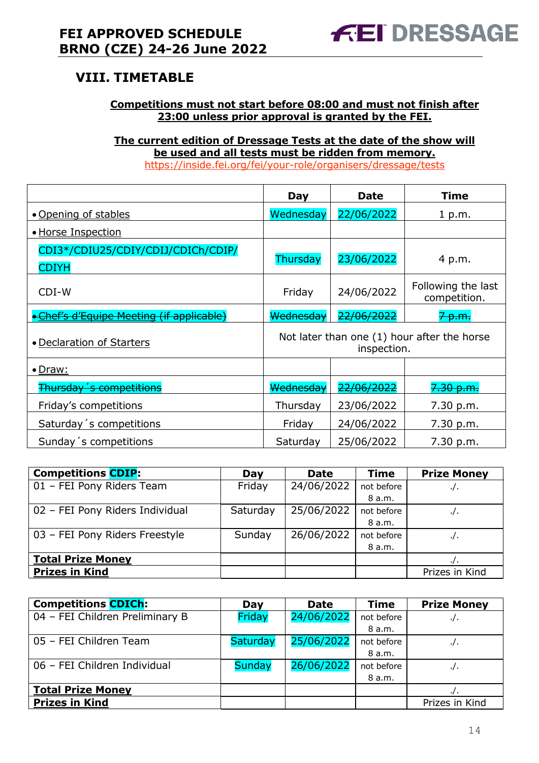## VIII. TIMETABLE

**Competitions must not start before 08:00 and must not finish after 23:00 unless prior approval is granted by the FEI.**

**The current edition of Dressage Tests at the date of the show will be used and all tests must be ridden from memory.**
https://inside.fei.org/fei/your-role/organisers/dressage/tests

| | Day | Date | Time |
|---|---|---|---|
| • Opening of stables | Wednesday | 22/06/2022 | 1 p.m. |
| • Horse Inspection | | | |
| CDI3*/CDIU25/CDIY/CDIJ/CDICh/CDIP/CDIYH | Thursday | 23/06/2022 | 4 p.m. |
| CDI-W | Friday | 24/06/2022 | Following the last competition. |
| ~~• Chef's d'Equipe Meeting (if applicable)~~ | ~~Wednesday~~ | ~~22/06/2022~~ | ~~7 p.m.~~ |
| • Declaration of Starters | Not later than one (1) hour after the horse inspection. | | |
| • Draw: | | | |
| ~~Thursday´s competitions~~ | ~~Wednesday~~ | ~~22/06/2022~~ | ~~7.30 p.m.~~ |
| Friday's competitions | Thursday | 23/06/2022 | 7.30 p.m. |
| Saturday´s competitions | Friday | 24/06/2022 | 7.30 p.m. |
| Sunday´s competitions | Saturday | 25/06/2022 | 7.30 p.m. |

| Competitions CDIP: | Day | Date | Time | Prize Money |
|---|---|---|---|---|
| 01 – FEI Pony Riders Team | Friday | 24/06/2022 | not before 8 a.m. | ./. |
| 02 – FEI Pony Riders Individual | Saturday | 25/06/2022 | not before 8 a.m. | ./. |
| 03 – FEI Pony Riders Freestyle | Sunday | 26/06/2022 | not before 8 a.m. | ./. |
| **Total Prize Money** | | | | ./. |
| **Prizes in Kind** | | | | Prizes in Kind |

| Competitions CDICh: | Day | Date | Time | Prize Money |
|---|---|---|---|---|
| 04 – FEI Children Preliminary B | Friday | 24/06/2022 | not before 8 a.m. | ./. |
| 05 – FEI Children Team | Saturday | 25/06/2022 | not before 8 a.m. | ./. |
| 06 – FEI Children Individual | Sunday | 26/06/2022 | not before 8 a.m. | ./. |
| **Total Prize Money** | | | | ./. |
| **Prizes in Kind** | | | | Prizes in Kind |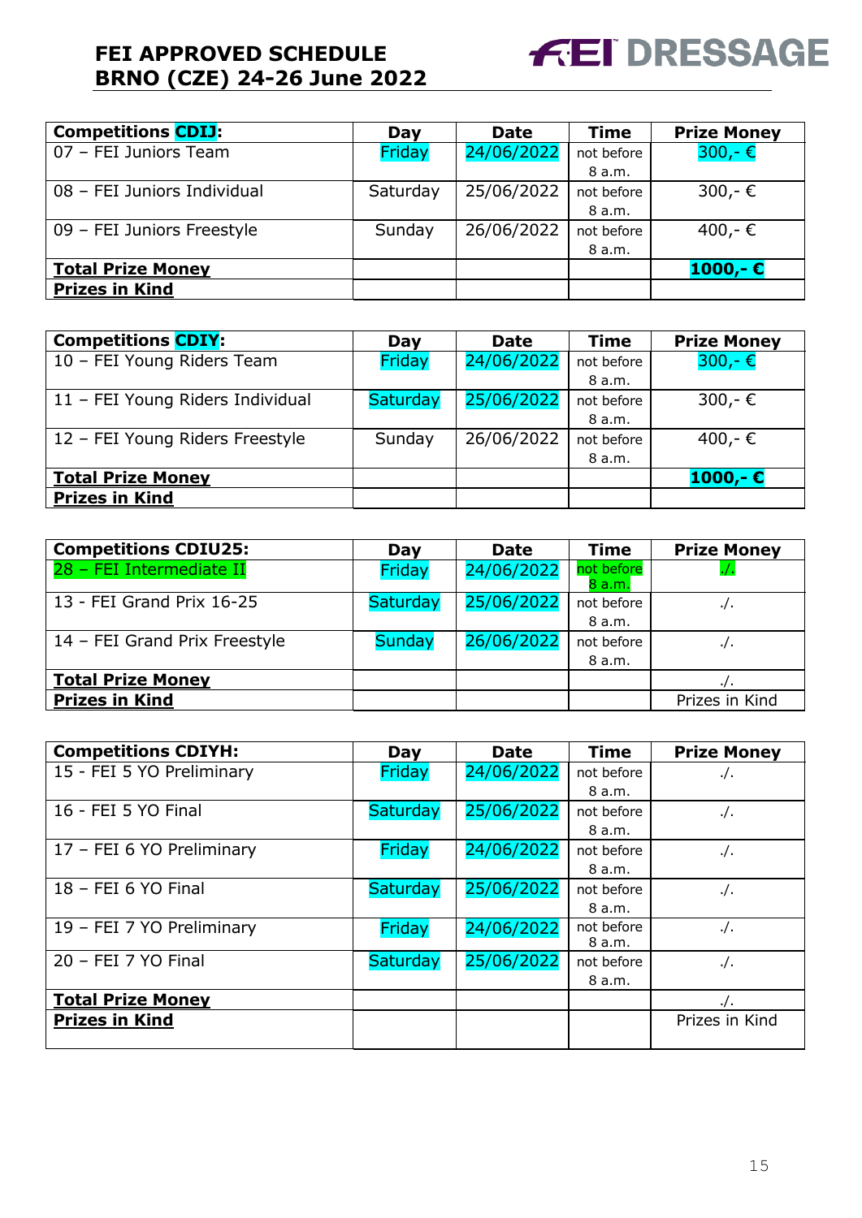# FEI APPROVED SCHEDULE
# BRNO (CZE) 24-26 June 2022

| Competitions CDIJ: | Day | Date | Time | Prize Money |
|---|---|---|---|---|
| 07 – FEI Juniors Team | Friday | 24/06/2022 | not before 8 a.m. | 300,- € |
| 08 – FEI Juniors Individual | Saturday | 25/06/2022 | not before 8 a.m. | 300,- € |
| 09 – FEI Juniors Freestyle | Sunday | 26/06/2022 | not before 8 a.m. | 400,- € |
| **Total Prize Money** | | | | **1000,- €** |
| **Prizes in Kind** | | | | |

| Competitions CDIY: | Day | Date | Time | Prize Money |
|---|---|---|---|---|
| 10 – FEI Young Riders Team | Friday | 24/06/2022 | not before 8 a.m. | 300,- € |
| 11 – FEI Young Riders Individual | Saturday | 25/06/2022 | not before 8 a.m. | 300,- € |
| 12 – FEI Young Riders Freestyle | Sunday | 26/06/2022 | not before 8 a.m. | 400,- € |
| **Total Prize Money** | | | | **1000,- €** |
| **Prizes in Kind** | | | | |

| Competitions CDIU25: | Day | Date | Time | Prize Money |
|---|---|---|---|---|
| 28 – FEI Intermediate II | Friday | 24/06/2022 | not before 8 a.m. | ./. |
| 13 - FEI Grand Prix 16-25 | Saturday | 25/06/2022 | not before 8 a.m. | ./. |
| 14 – FEI Grand Prix Freestyle | Sunday | 26/06/2022 | not before 8 a.m. | ./. |
| **Total Prize Money** | | | | ./. |
| **Prizes in Kind** | | | | Prizes in Kind |

| Competitions CDIYH: | Day | Date | Time | Prize Money |
|---|---|---|---|---|
| 15 - FEI 5 YO Preliminary | Friday | 24/06/2022 | not before 8 a.m. | ./. |
| 16 - FEI 5 YO Final | Saturday | 25/06/2022 | not before 8 a.m. | ./. |
| 17 – FEI 6 YO Preliminary | Friday | 24/06/2022 | not before 8 a.m. | ./. |
| 18 – FEI 6 YO Final | Saturday | 25/06/2022 | not before 8 a.m. | ./. |
| 19 – FEI 7 YO Preliminary | Friday | 24/06/2022 | not before 8 a.m. | ./. |
| 20 – FEI 7 YO Final | Saturday | 25/06/2022 | not before 8 a.m. | ./. |
| **Total Prize Money** | | | | ./. |
| **Prizes in Kind** | | | | Prizes in Kind |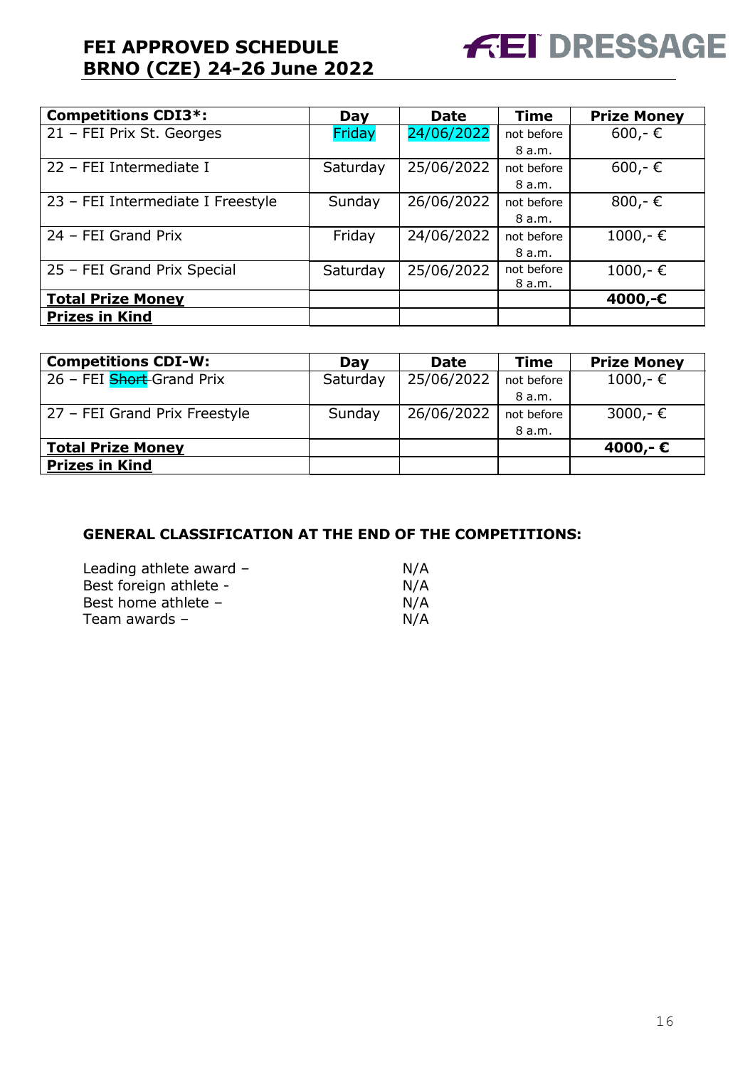# FEI APPROVED SCHEDULE BRNO (CZE) 24-26 June 2022

| Competitions CDI3*: | Day | Date | Time | Prize Money |
|---|---|---|---|---|
| 21 – FEI Prix St. Georges | Friday | 24/06/2022 | not before 8 a.m. | 600,- € |
| 22 – FEI Intermediate I | Saturday | 25/06/2022 | not before 8 a.m. | 600,- € |
| 23 – FEI Intermediate I Freestyle | Sunday | 26/06/2022 | not before 8 a.m. | 800,- € |
| 24 – FEI Grand Prix | Friday | 24/06/2022 | not before 8 a.m. | 1000,- € |
| 25 – FEI Grand Prix Special | Saturday | 25/06/2022 | not before 8 a.m. | 1000,- € |
| **Total Prize Money** | | | | **4000,-€** |
| **Prizes in Kind** | | | | |

| Competitions CDI-W: | Day | Date | Time | Prize Money |
|---|---|---|---|---|
| 26 – FEI ~~Short~~ Grand Prix | Saturday | 25/06/2022 | not before 8 a.m. | 1000,- € |
| 27 – FEI Grand Prix Freestyle | Sunday | 26/06/2022 | not before 8 a.m. | 3000,- € |
| **Total Prize Money** | | | | **4000,- €** |
| **Prizes in Kind** | | | | |

## GENERAL CLASSIFICATION AT THE END OF THE COMPETITIONS:

Leading athlete award – N/A
Best foreign athlete - N/A
Best home athlete – N/A
Team awards – N/A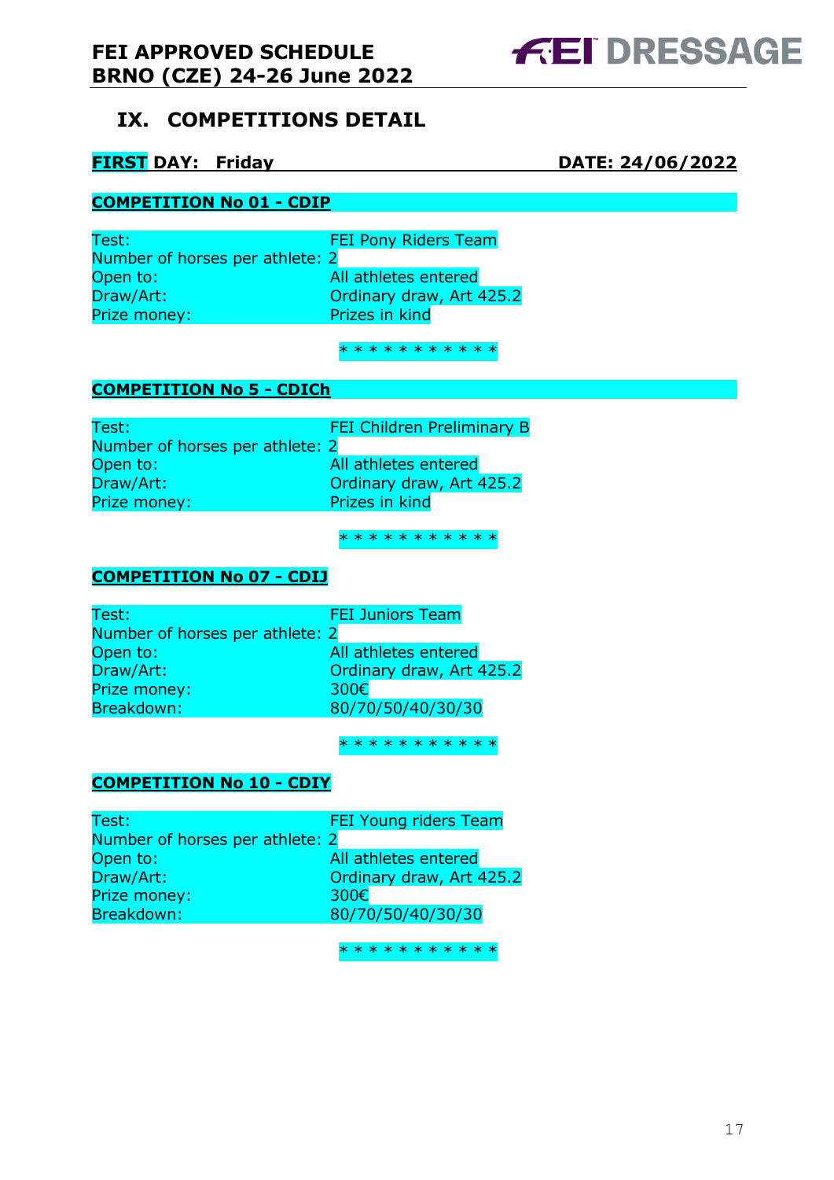## IX. COMPETITIONS DETAIL

**FIRST DAY: Friday** **DATE: 24/06/2022**

**COMPETITION No 01 - CDIP**

Test: FEI Pony Riders Team
Number of horses per athlete: 2
Open to: All athletes entered
Draw/Art: Ordinary draw, Art 425.2
Prize money: Prizes in kind

* * * * * * * * * * *

**COMPETITION No 5 - CDICh**

Test: FEI Children Preliminary B
Number of horses per athlete: 2
Open to: All athletes entered
Draw/Art: Ordinary draw, Art 425.2
Prize money: Prizes in kind

* * * * * * * * * * *

**COMPETITION No 07 - CDIJ**

Test: FEI Juniors Team
Number of horses per athlete: 2
Open to: All athletes entered
Draw/Art: Ordinary draw, Art 425.2
Prize money: 300€
Breakdown: 80/70/50/40/30/30

* * * * * * * * * * *

**COMPETITION No 10 - CDIY**

Test: FEI Young riders Team
Number of horses per athlete: 2
Open to: All athletes entered
Draw/Art: Ordinary draw, Art 425.2
Prize money: 300€
Breakdown: 80/70/50/40/30/30

* * * * * * * * * * *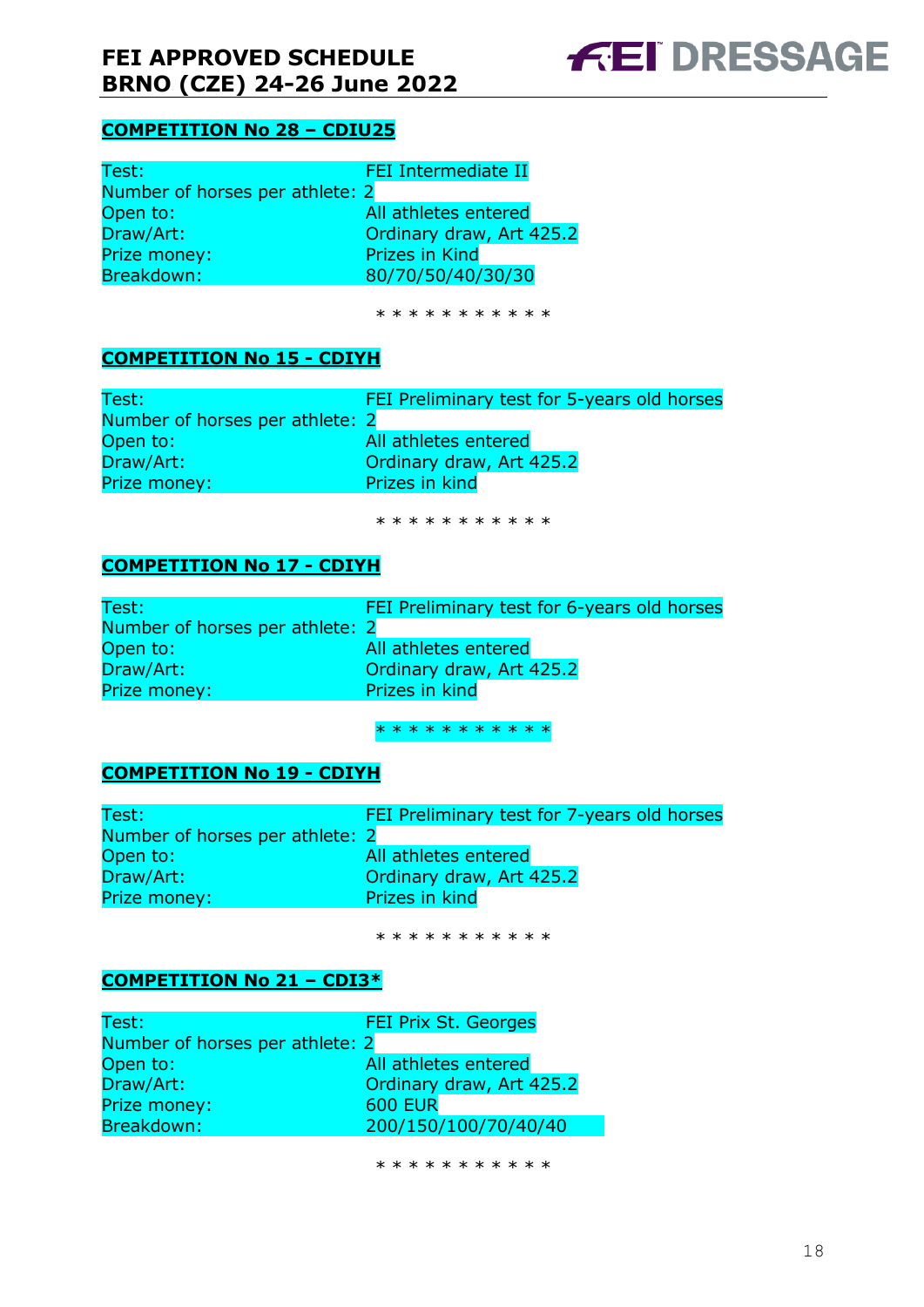## COMPETITION No 28 – CDIU25

| | |
|---|---|
| Test: | FEI Intermediate II |
| Number of horses per athlete: | 2 |
| Open to: | All athletes entered |
| Draw/Art: | Ordinary draw, Art 425.2 |
| Prize money: | Prizes in Kind |
| Breakdown: | 80/70/50/40/30/30 |

* * * * * * * * * * *

## COMPETITION No 15 - CDIYH

| | |
|---|---|
| Test: | FEI Preliminary test for 5-years old horses |
| Number of horses per athlete: | 2 |
| Open to: | All athletes entered |
| Draw/Art: | Ordinary draw, Art 425.2 |
| Prize money: | Prizes in kind |

* * * * * * * * * * *

## COMPETITION No 17 - CDIYH

| | |
|---|---|
| Test: | FEI Preliminary test for 6-years old horses |
| Number of horses per athlete: | 2 |
| Open to: | All athletes entered |
| Draw/Art: | Ordinary draw, Art 425.2 |
| Prize money: | Prizes in kind |

* * * * * * * * * * *

## COMPETITION No 19 - CDIYH

| | |
|---|---|
| Test: | FEI Preliminary test for 7-years old horses |
| Number of horses per athlete: | 2 |
| Open to: | All athletes entered |
| Draw/Art: | Ordinary draw, Art 425.2 |
| Prize money: | Prizes in kind |

* * * * * * * * * * *

## COMPETITION No 21 – CDI3*

| | |
|---|---|
| Test: | FEI Prix St. Georges |
| Number of horses per athlete: | 2 |
| Open to: | All athletes entered |
| Draw/Art: | Ordinary draw, Art 425.2 |
| Prize money: | 600 EUR |
| Breakdown: | 200/150/100/70/40/40 |

* * * * * * * * * * *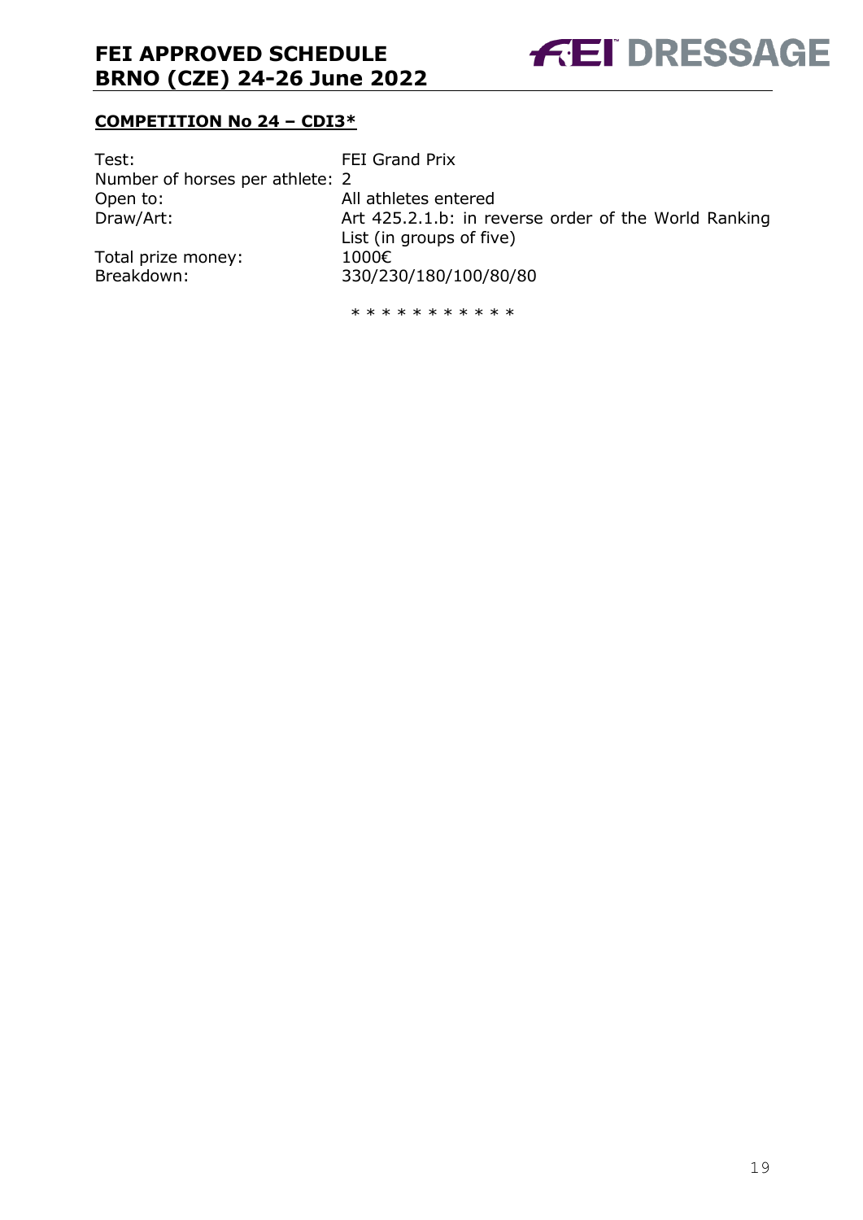**COMPETITION No 24 – CDI3***

| | |
|---|---|
| Test: | FEI Grand Prix |
| Number of horses per athlete: | 2 |
| Open to: | All athletes entered |
| Draw/Art: | Art 425.2.1.b: in reverse order of the World Ranking List (in groups of five) |
| Total prize money: | 1000€ |
| Breakdown: | 330/230/180/100/80/80 |

* * * * * * * * * * *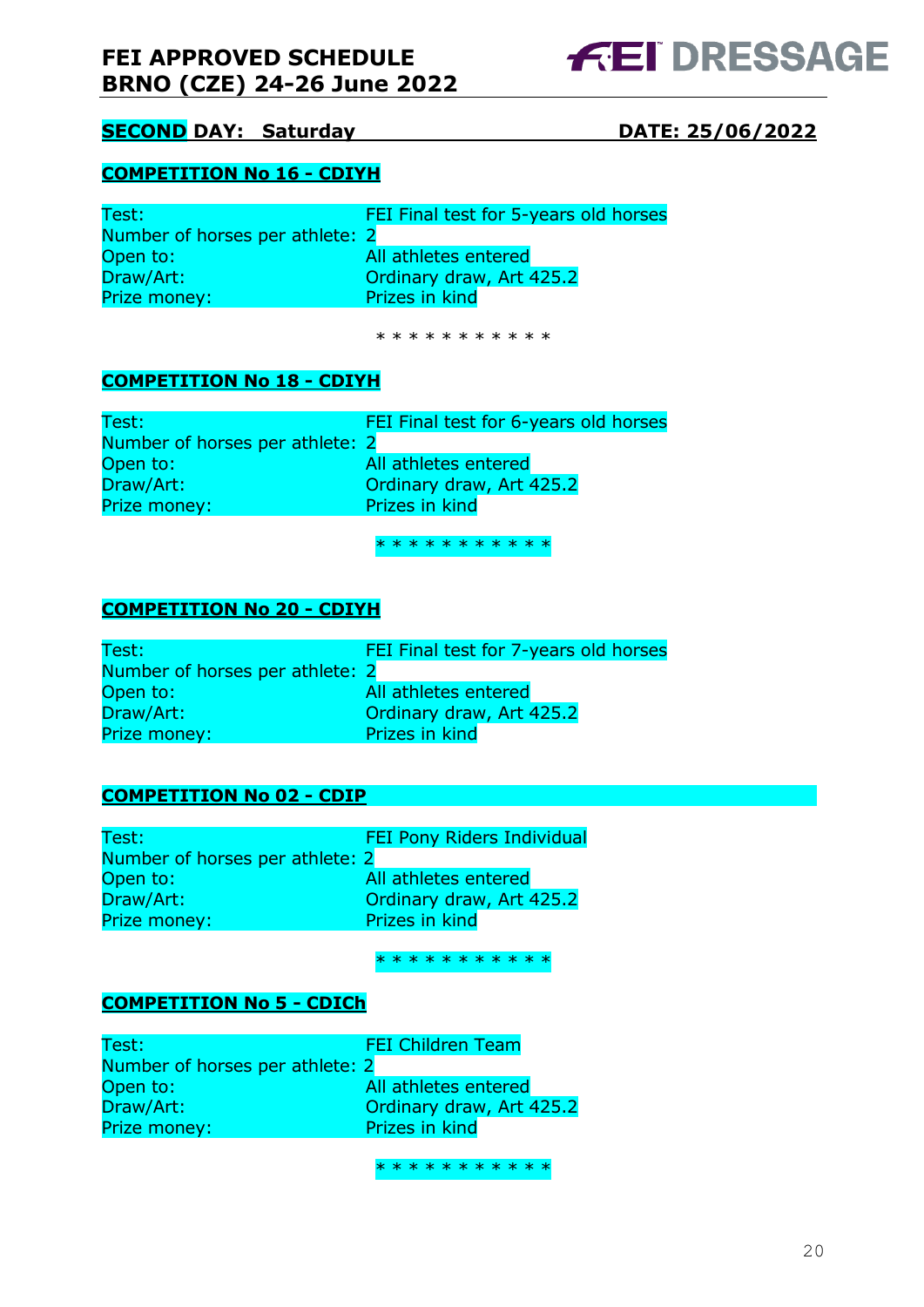**SECOND DAY: Saturday DATE: 25/06/2022**

**COMPETITION No 16 - CDIYH**

| | |
|---|---|
| Test: | FEI Final test for 5-years old horses |
| Number of horses per athlete: | 2 |
| Open to: | All athletes entered |
| Draw/Art: | Ordinary draw, Art 425.2 |
| Prize money: | Prizes in kind |

* * * * * * * * * * *

**COMPETITION No 18 - CDIYH**

| | |
|---|---|
| Test: | FEI Final test for 6-years old horses |
| Number of horses per athlete: | 2 |
| Open to: | All athletes entered |
| Draw/Art: | Ordinary draw, Art 425.2 |
| Prize money: | Prizes in kind |

* * * * * * * * * * *

**COMPETITION No 20 - CDIYH**

| | |
|---|---|
| Test: | FEI Final test for 7-years old horses |
| Number of horses per athlete: | 2 |
| Open to: | All athletes entered |
| Draw/Art: | Ordinary draw, Art 425.2 |
| Prize money: | Prizes in kind |

**COMPETITION No 02 - CDIP**

| | |
|---|---|
| Test: | FEI Pony Riders Individual |
| Number of horses per athlete: | 2 |
| Open to: | All athletes entered |
| Draw/Art: | Ordinary draw, Art 425.2 |
| Prize money: | Prizes in kind |

* * * * * * * * * * *

**COMPETITION No 5 - CDICh**

| | |
|---|---|
| Test: | FEI Children Team |
| Number of horses per athlete: | 2 |
| Open to: | All athletes entered |
| Draw/Art: | Ordinary draw, Art 425.2 |
| Prize money: | Prizes in kind |

* * * * * * * * * * *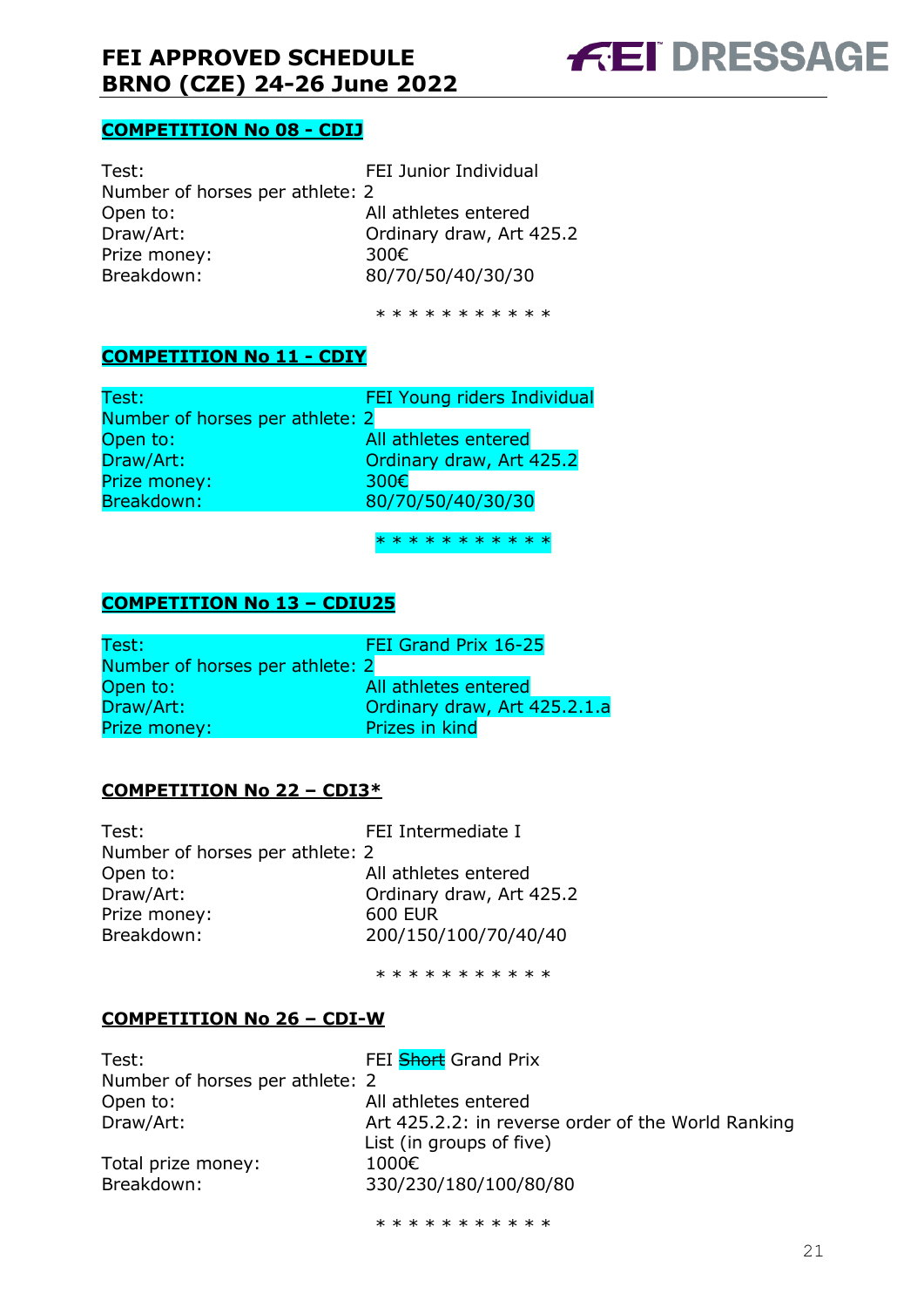**COMPETITION No 08 - CDIJ**

| | |
|---|---|
| Test: | FEI Junior Individual |
| Number of horses per athlete: | 2 |
| Open to: | All athletes entered |
| Draw/Art: | Ordinary draw, Art 425.2 |
| Prize money: | 300€ |
| Breakdown: | 80/70/50/40/30/30 |

* * * * * * * * * * *

**COMPETITION No 11 - CDIY**

| | |
|---|---|
| Test: | FEI Young riders Individual |
| Number of horses per athlete: | 2 |
| Open to: | All athletes entered |
| Draw/Art: | Ordinary draw, Art 425.2 |
| Prize money: | 300€ |
| Breakdown: | 80/70/50/40/30/30 |

* * * * * * * * * * *

**COMPETITION No 13 – CDIU25**

| | |
|---|---|
| Test: | FEI Grand Prix 16-25 |
| Number of horses per athlete: | 2 |
| Open to: | All athletes entered |
| Draw/Art: | Ordinary draw, Art 425.2.1.a |
| Prize money: | Prizes in kind |

**COMPETITION No 22 – CDI3***

| | |
|---|---|
| Test: | FEI Intermediate I |
| Number of horses per athlete: | 2 |
| Open to: | All athletes entered |
| Draw/Art: | Ordinary draw, Art 425.2 |
| Prize money: | 600 EUR |
| Breakdown: | 200/150/100/70/40/40 |

* * * * * * * * * * *

**COMPETITION No 26 – CDI-W**

| | |
|---|---|
| Test: | FEI ~~Short~~ Grand Prix |
| Number of horses per athlete: | 2 |
| Open to: | All athletes entered |
| Draw/Art: | Art 425.2.2: in reverse order of the World Ranking List (in groups of five) |
| Total prize money: | 1000€ |
| Breakdown: | 330/230/180/100/80/80 |

* * * * * * * * * * *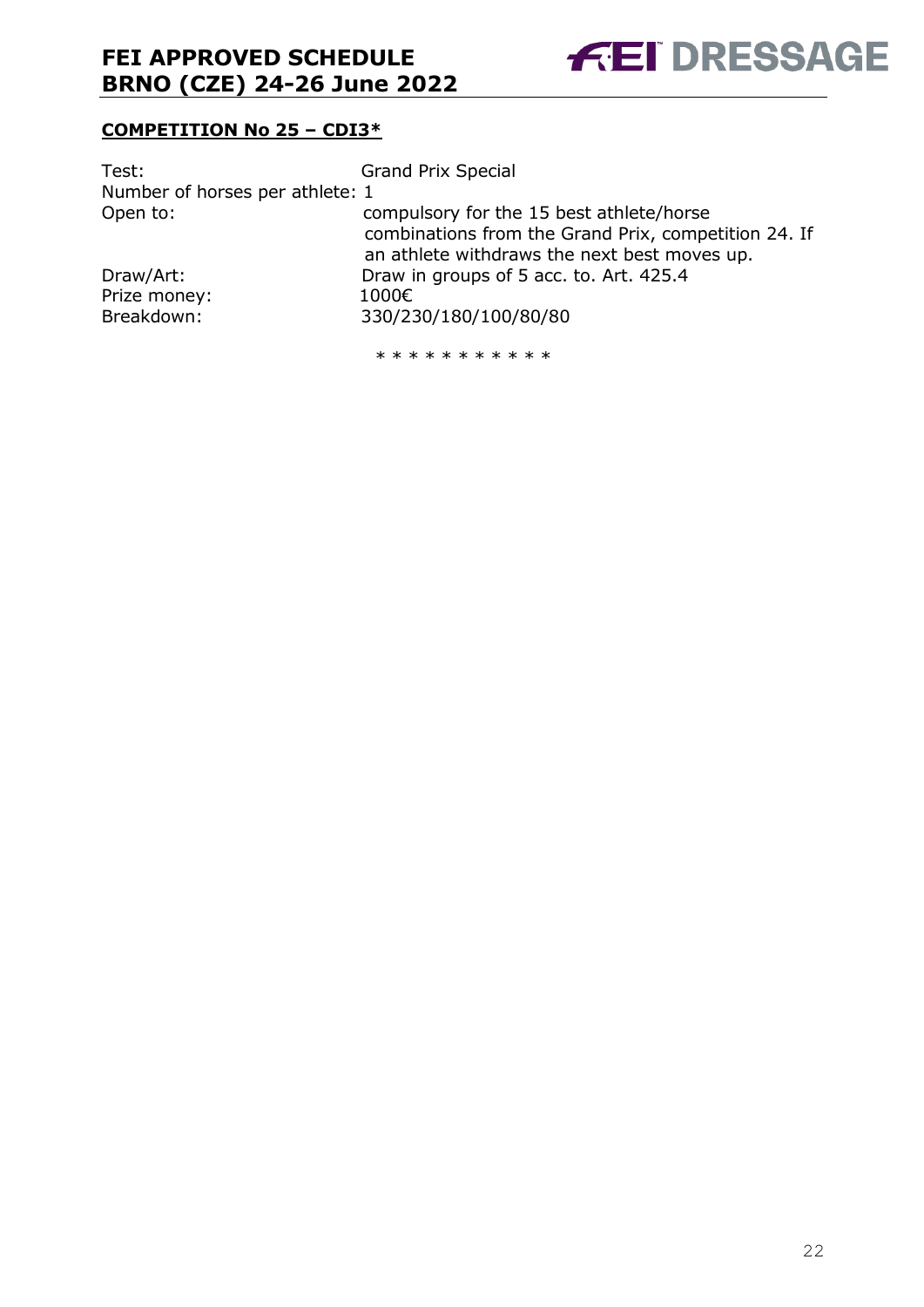## **COMPETITION No 25 – CDI3***

| | |
|---|---|
| Test: | Grand Prix Special |
| Number of horses per athlete: | 1 |
| Open to: | compulsory for the 15 best athlete/horse combinations from the Grand Prix, competition 24. If an athlete withdraws the next best moves up. |
| Draw/Art: | Draw in groups of 5 acc. to. Art. 425.4 |
| Prize money: | 1000€ |
| Breakdown: | 330/230/180/100/80/80 |

* * * * * * * * * * *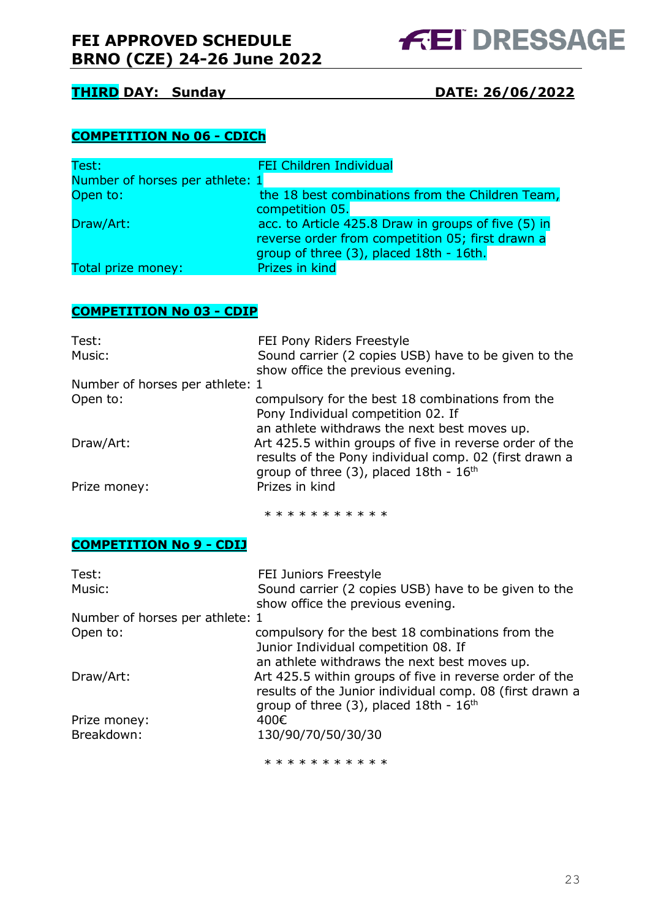## THIRD DAY: Sunday DATE: 26/06/2022

### COMPETITION No 06 - CDICh

| | |
|---|---|
| Test: | FEI Children Individual |
| Number of horses per athlete: | 1 |
| Open to: | the 18 best combinations from the Children Team, competition 05. |
| Draw/Art: | acc. to Article 425.8 Draw in groups of five (5) in reverse order from competition 05; first drawn a group of three (3), placed 18th - 16th. |
| Total prize money: | Prizes in kind |

### COMPETITION No 03 - CDIP

| | |
|---|---|
| Test: | FEI Pony Riders Freestyle |
| Music: | Sound carrier (2 copies USB) have to be given to the show office the previous evening. |
| Number of horses per athlete: | 1 |
| Open to: | compulsory for the best 18 combinations from the Pony Individual competition 02. If an athlete withdraws the next best moves up. |
| Draw/Art: | Art 425.5 within groups of five in reverse order of the results of the Pony individual comp. 02 (first drawn a group of three (3), placed 18th - 16th |
| Prize money: | Prizes in kind |

* * * * * * * * * * *

### COMPETITION No 9 - CDIJ

| | |
|---|---|
| Test: | FEI Juniors Freestyle |
| Music: | Sound carrier (2 copies USB) have to be given to the show office the previous evening. |
| Number of horses per athlete: | 1 |
| Open to: | compulsory for the best 18 combinations from the Junior Individual competition 08. If an athlete withdraws the next best moves up. |
| Draw/Art: | Art 425.5 within groups of five in reverse order of the results of the Junior individual comp. 08 (first drawn a group of three (3), placed 18th - 16th |
| Prize money: | 400€ |
| Breakdown: | 130/90/70/50/30/30 |

* * * * * * * * * * *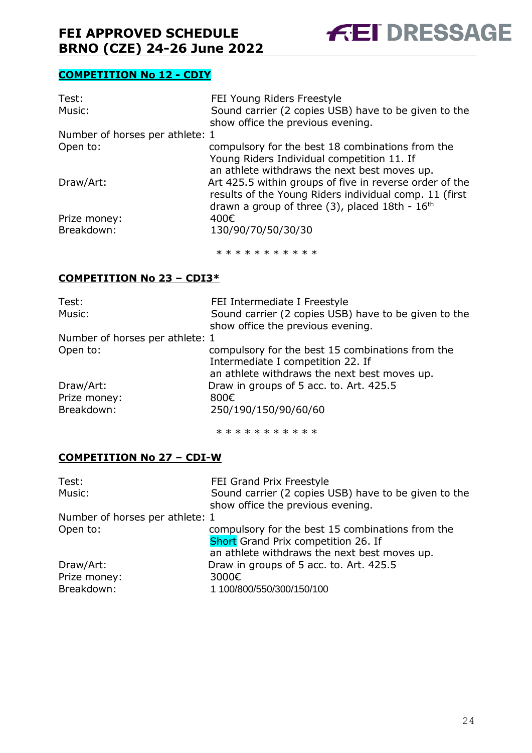## COMPETITION No 12 - CDIY

| | |
|---|---|
| Test: | FEI Young Riders Freestyle |
| Music: | Sound carrier (2 copies USB) have to be given to the show office the previous evening. |
| Number of horses per athlete: | 1 |
| Open to: | compulsory for the best 18 combinations from the Young Riders Individual competition 11. If an athlete withdraws the next best moves up. |
| Draw/Art: | Art 425.5 within groups of five in reverse order of the results of the Young Riders individual comp. 11 (first drawn a group of three (3), placed 18th - 16th |
| Prize money: | 400€ |
| Breakdown: | 130/90/70/50/30/30 |

\* \* \* \* \* \* \* \* \* \* \*

## COMPETITION No 23 – CDI3*

| | |
|---|---|
| Test: | FEI Intermediate I Freestyle |
| Music: | Sound carrier (2 copies USB) have to be given to the show office the previous evening. |
| Number of horses per athlete: | 1 |
| Open to: | compulsory for the best 15 combinations from the Intermediate I competition 22. If an athlete withdraws the next best moves up. |
| Draw/Art: | Draw in groups of 5 acc. to. Art. 425.5 |
| Prize money: | 800€ |
| Breakdown: | 250/190/150/90/60/60 |

\* \* \* \* \* \* \* \* \* \* \*

## COMPETITION No 27 – CDI-W

| | |
|---|---|
| Test: | FEI Grand Prix Freestyle |
| Music: | Sound carrier (2 copies USB) have to be given to the show office the previous evening. |
| Number of horses per athlete: | 1 |
| Open to: | compulsory for the best 15 combinations from the ~~Short~~ Grand Prix competition 26. If an athlete withdraws the next best moves up. |
| Draw/Art: | Draw in groups of 5 acc. to. Art. 425.5 |
| Prize money: | 3000€ |
| Breakdown: | 1 100/800/550/300/150/100 |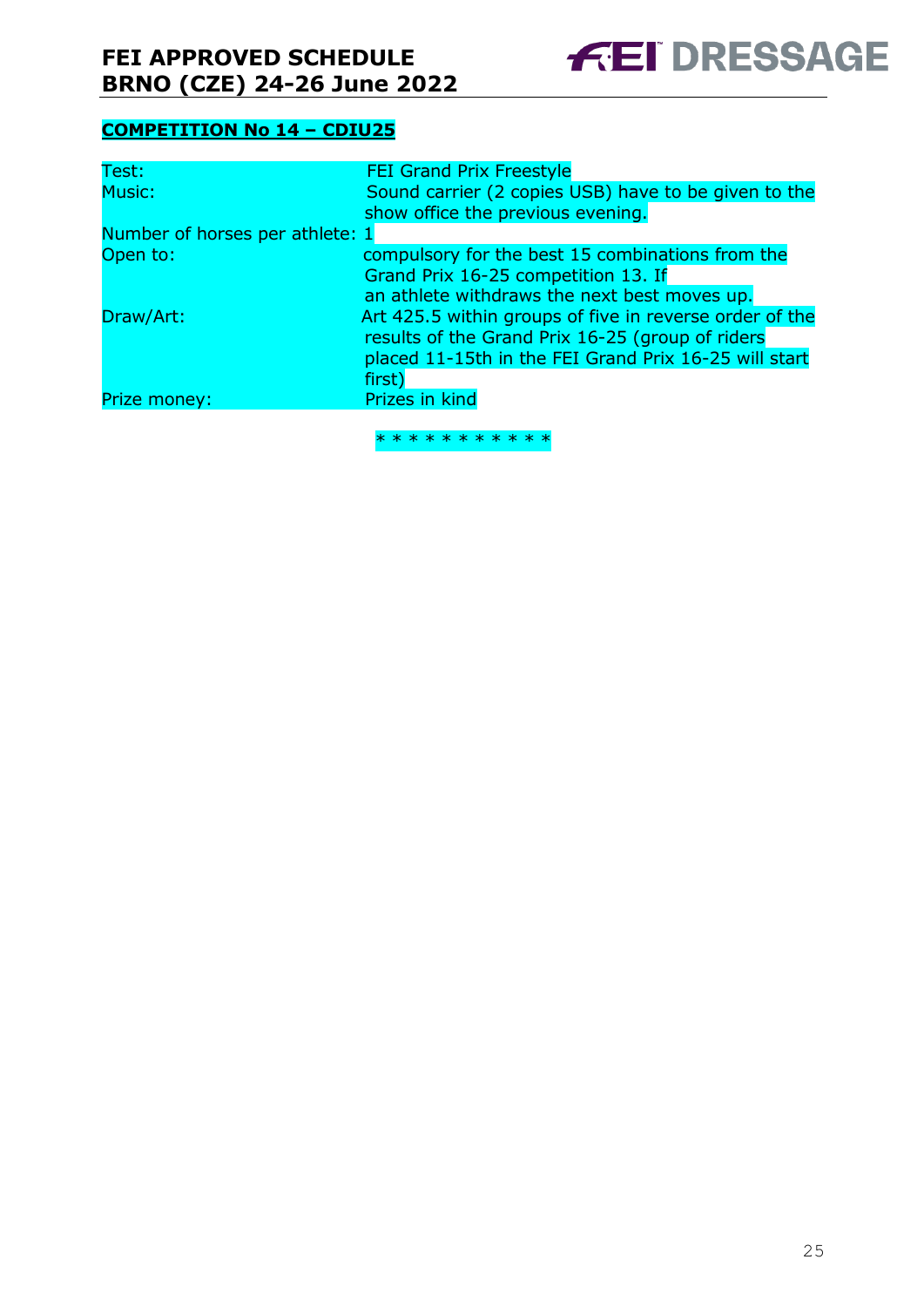## COMPETITION No 14 – CDIU25

| | |
|---|---|
| Test: | FEI Grand Prix Freestyle |
| Music: | Sound carrier (2 copies USB) have to be given to the show office the previous evening. |
| Number of horses per athlete: | 1 |
| Open to: | compulsory for the best 15 combinations from the Grand Prix 16-25 competition 13. If an athlete withdraws the next best moves up. |
| Draw/Art: | Art 425.5 within groups of five in reverse order of the results of the Grand Prix 16-25 (group of riders placed 11-15th in the FEI Grand Prix 16-25 will start first) |
| Prize money: | Prizes in kind |

* * * * * * * * * * *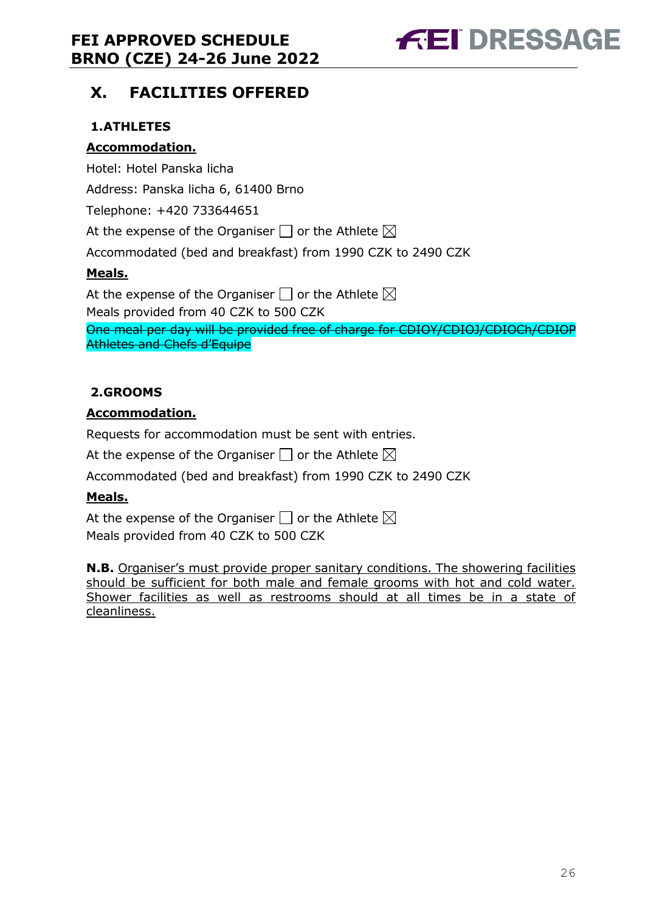## X. FACILITIES OFFERED

### 1.ATHLETES

**Accommodation.**

Hotel: Hotel Panska licha

Address: Panska licha 6, 61400 Brno

Telephone: +420 733644651

At the expense of the Organiser ☐ or the Athlete ☒

Accommodated (bed and breakfast) from 1990 CZK to 2490 CZK

**Meals.**

At the expense of the Organiser ☐ or the Athlete ☒
Meals provided from 40 CZK to 500 CZK
~~One meal per day will be provided free of charge for CDIOY/CDIOJ/CDIOCh/CDIOP Athletes and Chefs d'Equipe~~

### 2.GROOMS

**Accommodation.**

Requests for accommodation must be sent with entries.

At the expense of the Organiser ☐ or the Athlete ☒

Accommodated (bed and breakfast) from 1990 CZK to 2490 CZK

**Meals.**

At the expense of the Organiser ☐ or the Athlete ☒
Meals provided from 40 CZK to 500 CZK

**N.B.** Organiser's must provide proper sanitary conditions. The showering facilities should be sufficient for both male and female grooms with hot and cold water. Shower facilities as well as restrooms should at all times be in a state of cleanliness.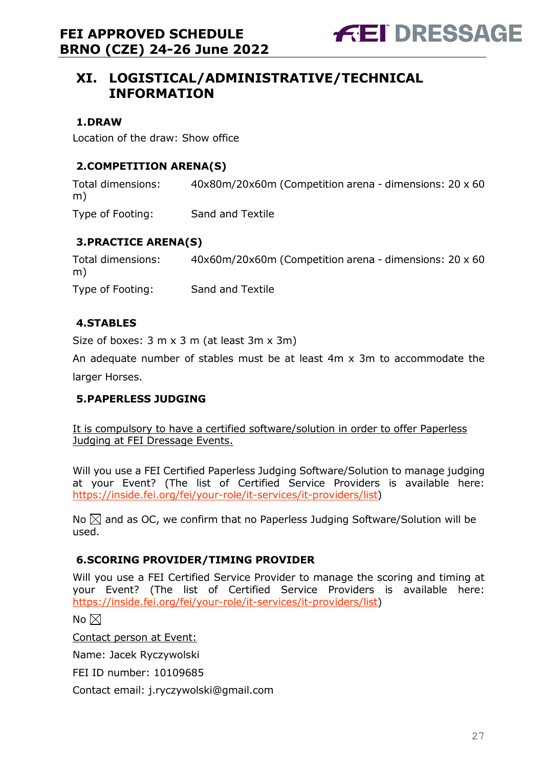## XI. LOGISTICAL/ADMINISTRATIVE/TECHNICAL INFORMATION

### 1.DRAW

Location of the draw: Show office

### 2.COMPETITION ARENA(S)

Total dimensions: 40x80m/20x60m (Competition arena - dimensions: 20 x 60 m)

Type of Footing: Sand and Textile

### 3.PRACTICE ARENA(S)

Total dimensions: 40x60m/20x60m (Competition arena - dimensions: 20 x 60 m)

Type of Footing: Sand and Textile

### 4.STABLES

Size of boxes: 3 m x 3 m (at least 3m x 3m)

An adequate number of stables must be at least 4m x 3m to accommodate the larger Horses.

### 5.PAPERLESS JUDGING

It is compulsory to have a certified software/solution in order to offer Paperless Judging at FEI Dressage Events.

Will you use a FEI Certified Paperless Judging Software/Solution to manage judging at your Event? (The list of Certified Service Providers is available here: https://inside.fei.org/fei/your-role/it-services/it-providers/list)

No ☒ and as OC, we confirm that no Paperless Judging Software/Solution will be used.

### 6.SCORING PROVIDER/TIMING PROVIDER

Will you use a FEI Certified Service Provider to manage the scoring and timing at your Event? (The list of Certified Service Providers is available here: https://inside.fei.org/fei/your-role/it-services/it-providers/list)

No ☒

Contact person at Event:

Name: Jacek Ryczywolski

FEI ID number: 10109685

Contact email: j.ryczywolski@gmail.com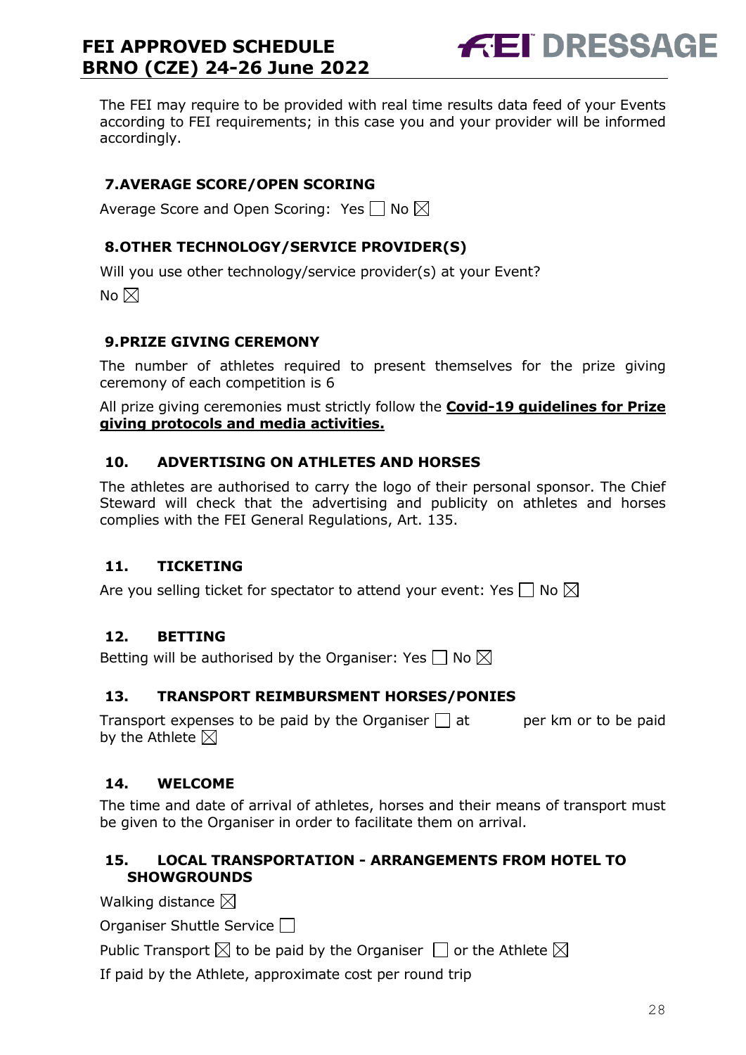The FEI may require to be provided with real time results data feed of your Events according to FEI requirements; in this case you and your provider will be informed accordingly.

## 7. AVERAGE SCORE/OPEN SCORING

Average Score and Open Scoring: Yes ☐ No ☒

## 8. OTHER TECHNOLOGY/SERVICE PROVIDER(S)

Will you use other technology/service provider(s) at your Event?

No ☒

## 9. PRIZE GIVING CEREMONY

The number of athletes required to present themselves for the prize giving ceremony of each competition is 6

All prize giving ceremonies must strictly follow the **Covid-19 guidelines for Prize giving protocols and media activities.**

## 10. ADVERTISING ON ATHLETES AND HORSES

The athletes are authorised to carry the logo of their personal sponsor. The Chief Steward will check that the advertising and publicity on athletes and horses complies with the FEI General Regulations, Art. 135.

## 11. TICKETING

Are you selling ticket for spectator to attend your event: Yes ☐ No ☒

## 12. BETTING

Betting will be authorised by the Organiser: Yes ☐ No ☒

## 13. TRANSPORT REIMBURSMENT HORSES/PONIES

Transport expenses to be paid by the Organiser ☐ at per km or to be paid by the Athlete ☒

## 14. WELCOME

The time and date of arrival of athletes, horses and their means of transport must be given to the Organiser in order to facilitate them on arrival.

## 15. LOCAL TRANSPORTATION - ARRANGEMENTS FROM HOTEL TO SHOWGROUNDS

Walking distance ☒

Organiser Shuttle Service ☐

Public Transport ☒ to be paid by the Organiser ☐ or the Athlete ☒

If paid by the Athlete, approximate cost per round trip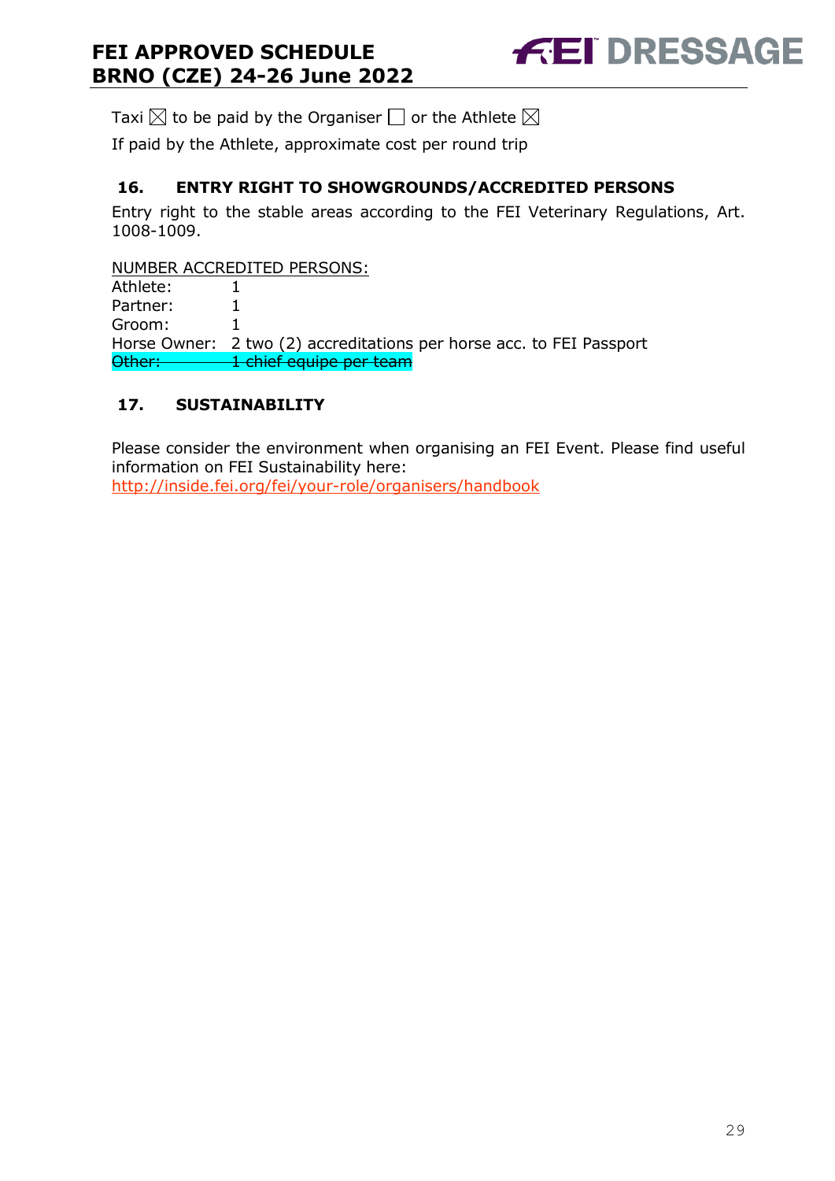Taxi ☒ to be paid by the Organiser ☐ or the Athlete ☒

If paid by the Athlete, approximate cost per round trip

## 16. ENTRY RIGHT TO SHOWGROUNDS/ACCREDITED PERSONS

Entry right to the stable areas according to the FEI Veterinary Regulations, Art. 1008-1009.

NUMBER ACCREDITED PERSONS:

Athlete: 1
Partner: 1
Groom: 1
Horse Owner: 2 two (2) accreditations per horse acc. to FEI Passport
~~Other: 1 chief equipe per team~~

## 17. SUSTAINABILITY

Please consider the environment when organising an FEI Event. Please find useful information on FEI Sustainability here:
http://inside.fei.org/fei/your-role/organisers/handbook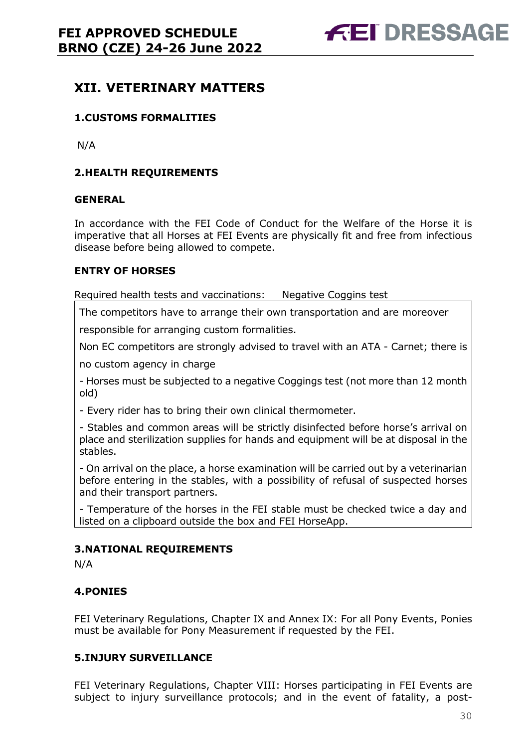## XII. VETERINARY MATTERS

### 1.CUSTOMS FORMALITIES

N/A

### 2.HEALTH REQUIREMENTS

#### GENERAL

In accordance with the FEI Code of Conduct for the Welfare of the Horse it is imperative that all Horses at FEI Events are physically fit and free from infectious disease before being allowed to compete.

#### ENTRY OF HORSES

Required health tests and vaccinations: Negative Coggins test

The competitors have to arrange their own transportation and are moreover responsible for arranging custom formalities.

Non EC competitors are strongly advised to travel with an ATA - Carnet; there is no custom agency in charge

- Horses must be subjected to a negative Coggings test (not more than 12 month old)
- Every rider has to bring their own clinical thermometer.
- Stables and common areas will be strictly disinfected before horse's arrival on place and sterilization supplies for hands and equipment will be at disposal in the stables.
- On arrival on the place, a horse examination will be carried out by a veterinarian before entering in the stables, with a possibility of refusal of suspected horses and their transport partners.
- Temperature of the horses in the FEI stable must be checked twice a day and listed on a clipboard outside the box and FEI HorseApp.

### 3.NATIONAL REQUIREMENTS

N/A

### 4.PONIES

FEI Veterinary Regulations, Chapter IX and Annex IX: For all Pony Events, Ponies must be available for Pony Measurement if requested by the FEI.

### 5.INJURY SURVEILLANCE

FEI Veterinary Regulations, Chapter VIII: Horses participating in FEI Events are subject to injury surveillance protocols; and in the event of fatality, a post-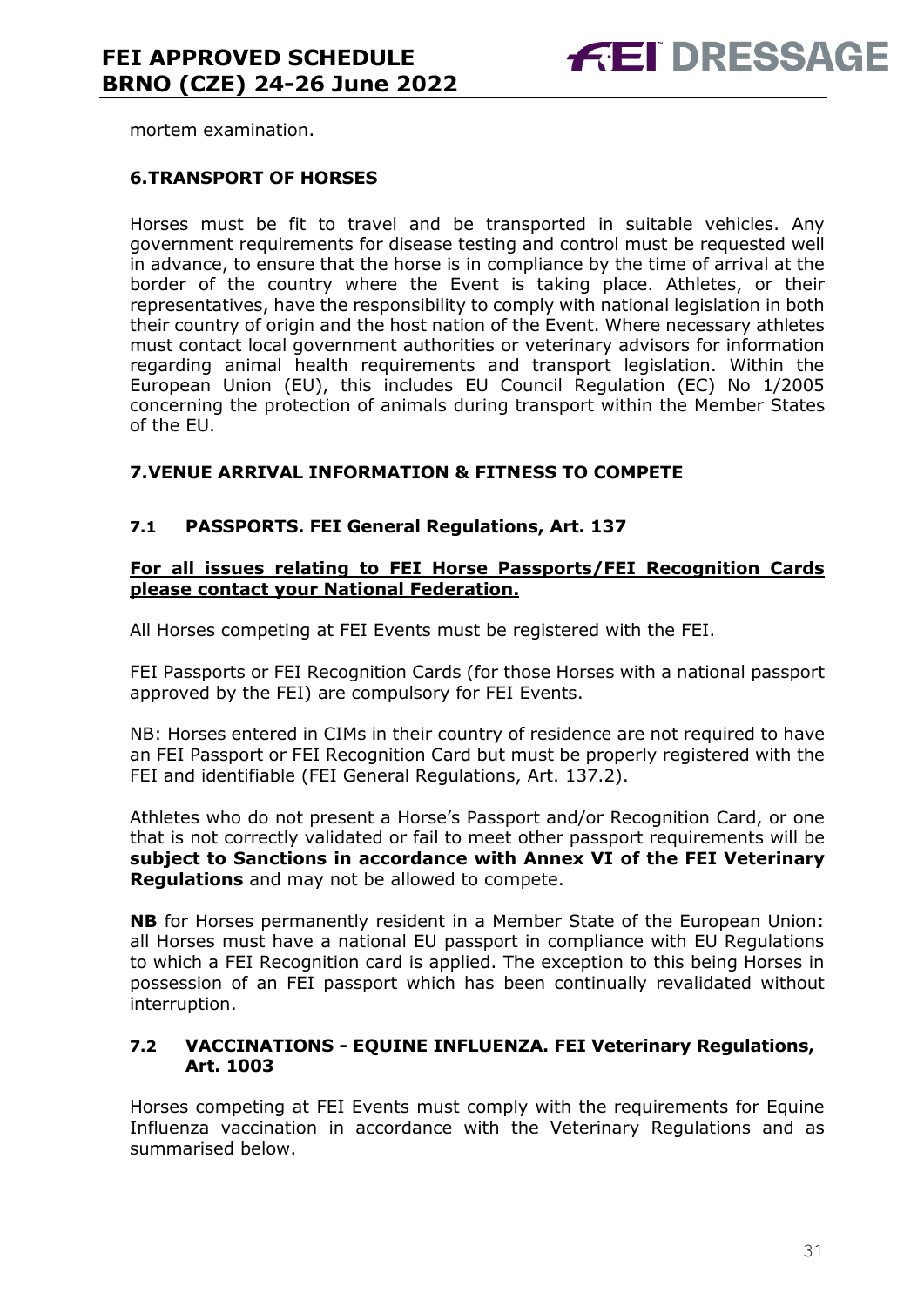mortem examination.

## 6. TRANSPORT OF HORSES

Horses must be fit to travel and be transported in suitable vehicles. Any government requirements for disease testing and control must be requested well in advance, to ensure that the horse is in compliance by the time of arrival at the border of the country where the Event is taking place. Athletes, or their representatives, have the responsibility to comply with national legislation in both their country of origin and the host nation of the Event. Where necessary athletes must contact local government authorities or veterinary advisors for information regarding animal health requirements and transport legislation. Within the European Union (EU), this includes EU Council Regulation (EC) No 1/2005 concerning the protection of animals during transport within the Member States of the EU.

## 7. VENUE ARRIVAL INFORMATION & FITNESS TO COMPETE

### 7.1 PASSPORTS. FEI General Regulations, Art. 137

**For all issues relating to FEI Horse Passports/FEI Recognition Cards please contact your National Federation.**

All Horses competing at FEI Events must be registered with the FEI.

FEI Passports or FEI Recognition Cards (for those Horses with a national passport approved by the FEI) are compulsory for FEI Events.

NB: Horses entered in CIMs in their country of residence are not required to have an FEI Passport or FEI Recognition Card but must be properly registered with the FEI and identifiable (FEI General Regulations, Art. 137.2).

Athletes who do not present a Horse's Passport and/or Recognition Card, or one that is not correctly validated or fail to meet other passport requirements will be **subject to Sanctions in accordance with Annex VI of the FEI Veterinary Regulations** and may not be allowed to compete.

**NB** for Horses permanently resident in a Member State of the European Union: all Horses must have a national EU passport in compliance with EU Regulations to which a FEI Recognition card is applied. The exception to this being Horses in possession of an FEI passport which has been continually revalidated without interruption.

### 7.2 VACCINATIONS - EQUINE INFLUENZA. FEI Veterinary Regulations, Art. 1003

Horses competing at FEI Events must comply with the requirements for Equine Influenza vaccination in accordance with the Veterinary Regulations and as summarised below.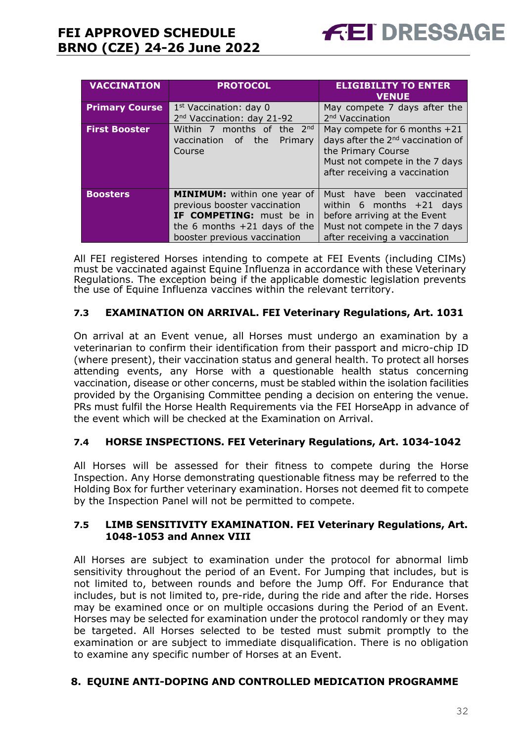| VACCINATION | PROTOCOL | ELIGIBILITY TO ENTER VENUE |
|---|---|---|
| **Primary Course** | 1st Vaccination: day 0<br>2nd Vaccination: day 21-92 | May compete 7 days after the 2nd Vaccination |
| **First Booster** | Within 7 months of the 2nd vaccination of the Primary Course | May compete for 6 months +21 days after the 2nd vaccination of the Primary Course<br>Must not compete in the 7 days after receiving a vaccination |
| **Boosters** | **MINIMUM:** within one year of previous booster vaccination<br>**IF COMPETING:** must be in the 6 months +21 days of the booster previous vaccination | Must have been vaccinated within 6 months +21 days before arriving at the Event<br>Must not compete in the 7 days after receiving a vaccination |

All FEI registered Horses intending to compete at FEI Events (including CIMs) must be vaccinated against Equine Influenza in accordance with these Veterinary Regulations. The exception being if the applicable domestic legislation prevents the use of Equine Influenza vaccines within the relevant territory.

### 7.3 EXAMINATION ON ARRIVAL. FEI Veterinary Regulations, Art. 1031

On arrival at an Event venue, all Horses must undergo an examination by a veterinarian to confirm their identification from their passport and micro-chip ID (where present), their vaccination status and general health. To protect all horses attending events, any Horse with a questionable health status concerning vaccination, disease or other concerns, must be stabled within the isolation facilities provided by the Organising Committee pending a decision on entering the venue. PRs must fulfil the Horse Health Requirements via the FEI HorseApp in advance of the event which will be checked at the Examination on Arrival.

### 7.4 HORSE INSPECTIONS. FEI Veterinary Regulations, Art. 1034-1042

All Horses will be assessed for their fitness to compete during the Horse Inspection. Any Horse demonstrating questionable fitness may be referred to the Holding Box for further veterinary examination. Horses not deemed fit to compete by the Inspection Panel will not be permitted to compete.

### 7.5 LIMB SENSITIVITY EXAMINATION. FEI Veterinary Regulations, Art. 1048-1053 and Annex VIII

All Horses are subject to examination under the protocol for abnormal limb sensitivity throughout the period of an Event. For Jumping that includes, but is not limited to, between rounds and before the Jump Off. For Endurance that includes, but is not limited to, pre-ride, during the ride and after the ride. Horses may be examined once or on multiple occasions during the Period of an Event. Horses may be selected for examination under the protocol randomly or they may be targeted. All Horses selected to be tested must submit promptly to the examination or are subject to immediate disqualification. There is no obligation to examine any specific number of Horses at an Event.

## 8. EQUINE ANTI-DOPING AND CONTROLLED MEDICATION PROGRAMME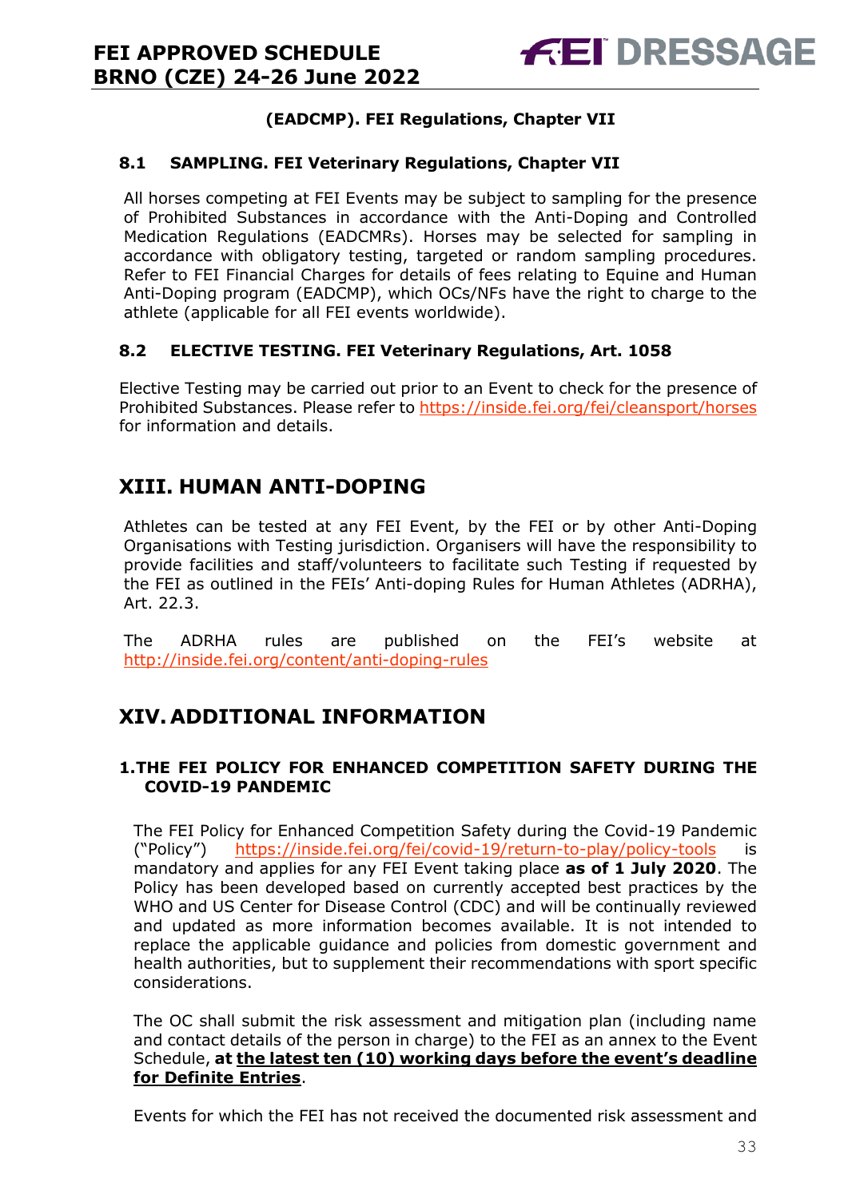**(EADCMP). FEI Regulations, Chapter VII**

### 8.1 SAMPLING. FEI Veterinary Regulations, Chapter VII

All horses competing at FEI Events may be subject to sampling for the presence of Prohibited Substances in accordance with the Anti-Doping and Controlled Medication Regulations (EADCMRs). Horses may be selected for sampling in accordance with obligatory testing, targeted or random sampling procedures. Refer to FEI Financial Charges for details of fees relating to Equine and Human Anti-Doping program (EADCMP), which OCs/NFs have the right to charge to the athlete (applicable for all FEI events worldwide).

### 8.2 ELECTIVE TESTING. FEI Veterinary Regulations, Art. 1058

Elective Testing may be carried out prior to an Event to check for the presence of Prohibited Substances. Please refer to https://inside.fei.org/fei/cleansport/horses for information and details.

## XIII. HUMAN ANTI-DOPING

Athletes can be tested at any FEI Event, by the FEI or by other Anti-Doping Organisations with Testing jurisdiction. Organisers will have the responsibility to provide facilities and staff/volunteers to facilitate such Testing if requested by the FEI as outlined in the FEIs' Anti-doping Rules for Human Athletes (ADRHA), Art. 22.3.

The ADRHA rules are published on the FEI's website at http://inside.fei.org/content/anti-doping-rules

## XIV. ADDITIONAL INFORMATION

### 1. THE FEI POLICY FOR ENHANCED COMPETITION SAFETY DURING THE COVID-19 PANDEMIC

The FEI Policy for Enhanced Competition Safety during the Covid-19 Pandemic ("Policy") https://inside.fei.org/fei/covid-19/return-to-play/policy-tools is mandatory and applies for any FEI Event taking place **as of 1 July 2020**. The Policy has been developed based on currently accepted best practices by the WHO and US Center for Disease Control (CDC) and will be continually reviewed and updated as more information becomes available. It is not intended to replace the applicable guidance and policies from domestic government and health authorities, but to supplement their recommendations with sport specific considerations.

The OC shall submit the risk assessment and mitigation plan (including name and contact details of the person in charge) to the FEI as an annex to the Event Schedule, **at the latest ten (10) working days before the event's deadline for Definite Entries**.

Events for which the FEI has not received the documented risk assessment and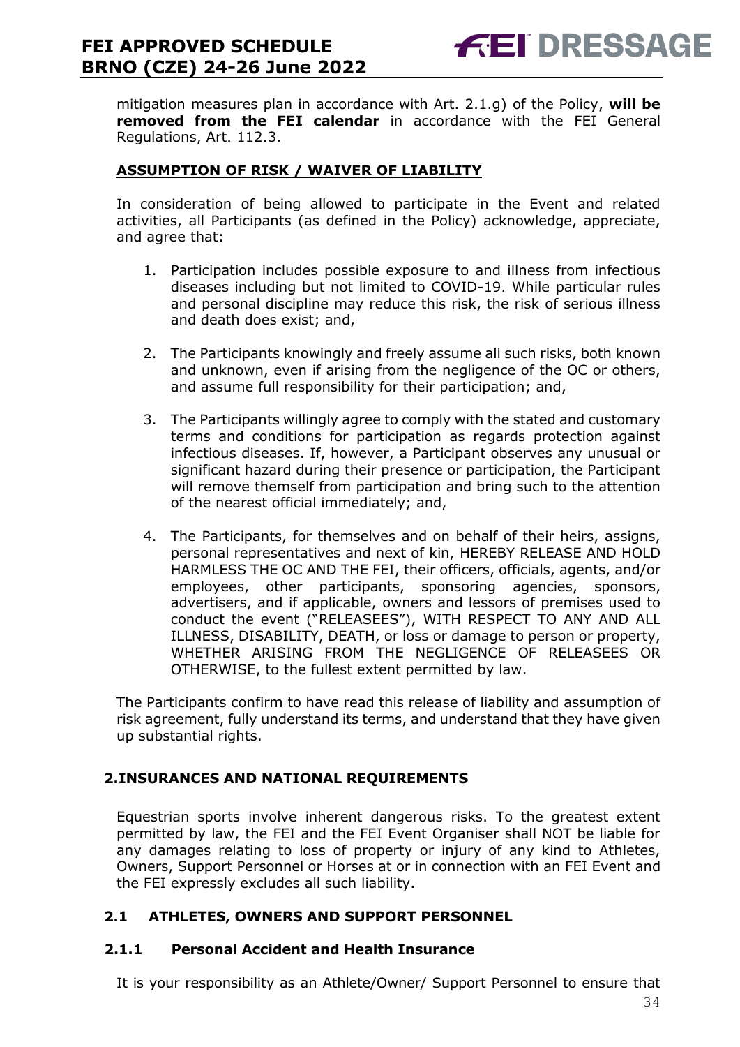mitigation measures plan in accordance with Art. 2.1.g) of the Policy, **will be removed from the FEI calendar** in accordance with the FEI General Regulations, Art. 112.3.

**ASSUMPTION OF RISK / WAIVER OF LIABILITY**

In consideration of being allowed to participate in the Event and related activities, all Participants (as defined in the Policy) acknowledge, appreciate, and agree that:

1. Participation includes possible exposure to and illness from infectious diseases including but not limited to COVID-19. While particular rules and personal discipline may reduce this risk, the risk of serious illness and death does exist; and,

2. The Participants knowingly and freely assume all such risks, both known and unknown, even if arising from the negligence of the OC or others, and assume full responsibility for their participation; and,

3. The Participants willingly agree to comply with the stated and customary terms and conditions for participation as regards protection against infectious diseases. If, however, a Participant observes any unusual or significant hazard during their presence or participation, the Participant will remove themself from participation and bring such to the attention of the nearest official immediately; and,

4. The Participants, for themselves and on behalf of their heirs, assigns, personal representatives and next of kin, HEREBY RELEASE AND HOLD HARMLESS THE OC AND THE FEI, their officers, officials, agents, and/or employees, other participants, sponsoring agencies, sponsors, advertisers, and if applicable, owners and lessors of premises used to conduct the event ("RELEASEES"), WITH RESPECT TO ANY AND ALL ILLNESS, DISABILITY, DEATH, or loss or damage to person or property, WHETHER ARISING FROM THE NEGLIGENCE OF RELEASEES OR OTHERWISE, to the fullest extent permitted by law.

The Participants confirm to have read this release of liability and assumption of risk agreement, fully understand its terms, and understand that they have given up substantial rights.

## 2. INSURANCES AND NATIONAL REQUIREMENTS

Equestrian sports involve inherent dangerous risks. To the greatest extent permitted by law, the FEI and the FEI Event Organiser shall NOT be liable for any damages relating to loss of property or injury of any kind to Athletes, Owners, Support Personnel or Horses at or in connection with an FEI Event and the FEI expressly excludes all such liability.

### 2.1 ATHLETES, OWNERS AND SUPPORT PERSONNEL

#### 2.1.1 Personal Accident and Health Insurance

It is your responsibility as an Athlete/Owner/ Support Personnel to ensure that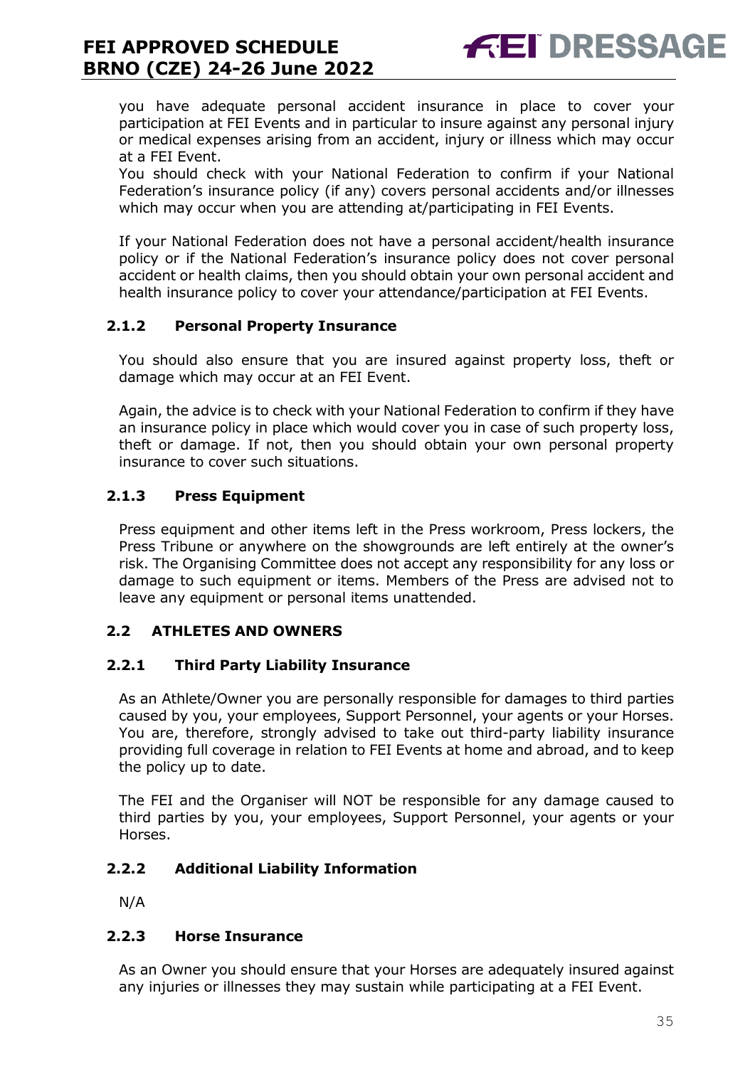you have adequate personal accident insurance in place to cover your participation at FEI Events and in particular to insure against any personal injury or medical expenses arising from an accident, injury or illness which may occur at a FEI Event.
You should check with your National Federation to confirm if your National Federation's insurance policy (if any) covers personal accidents and/or illnesses which may occur when you are attending at/participating in FEI Events.

If your National Federation does not have a personal accident/health insurance policy or if the National Federation's insurance policy does not cover personal accident or health claims, then you should obtain your own personal accident and health insurance policy to cover your attendance/participation at FEI Events.

#### 2.1.2 Personal Property Insurance

You should also ensure that you are insured against property loss, theft or damage which may occur at an FEI Event.

Again, the advice is to check with your National Federation to confirm if they have an insurance policy in place which would cover you in case of such property loss, theft or damage. If not, then you should obtain your own personal property insurance to cover such situations.

#### 2.1.3 Press Equipment

Press equipment and other items left in the Press workroom, Press lockers, the Press Tribune or anywhere on the showgrounds are left entirely at the owner's risk. The Organising Committee does not accept any responsibility for any loss or damage to such equipment or items. Members of the Press are advised not to leave any equipment or personal items unattended.

### 2.2 ATHLETES AND OWNERS

#### 2.2.1 Third Party Liability Insurance

As an Athlete/Owner you are personally responsible for damages to third parties caused by you, your employees, Support Personnel, your agents or your Horses. You are, therefore, strongly advised to take out third-party liability insurance providing full coverage in relation to FEI Events at home and abroad, and to keep the policy up to date.

The FEI and the Organiser will NOT be responsible for any damage caused to third parties by you, your employees, Support Personnel, your agents or your Horses.

#### 2.2.2 Additional Liability Information

N/A

#### 2.2.3 Horse Insurance

As an Owner you should ensure that your Horses are adequately insured against any injuries or illnesses they may sustain while participating at a FEI Event.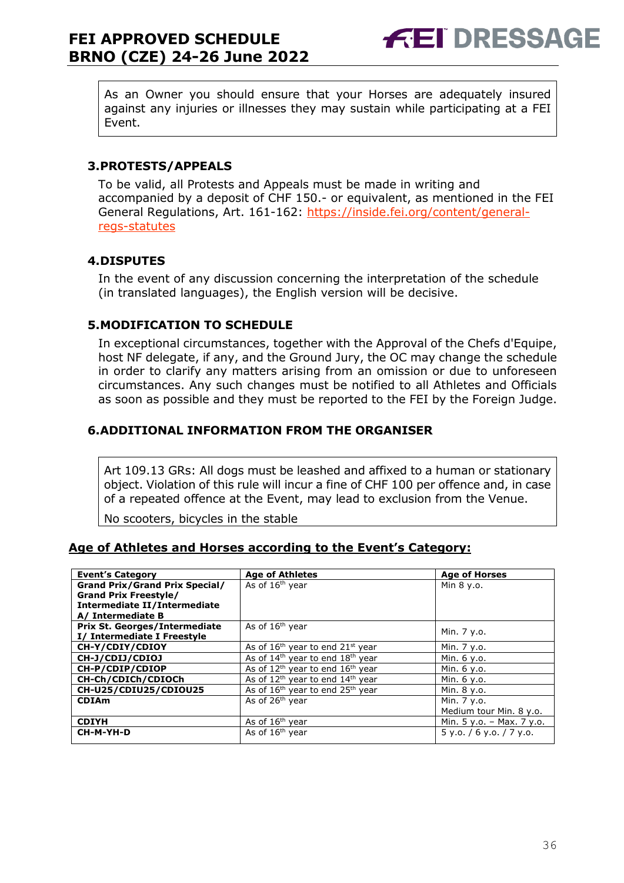As an Owner you should ensure that your Horses are adequately insured against any injuries or illnesses they may sustain while participating at a FEI Event.

### 3. PROTESTS/APPEALS

To be valid, all Protests and Appeals must be made in writing and accompanied by a deposit of CHF 150.- or equivalent, as mentioned in the FEI General Regulations, Art. 161-162: https://inside.fei.org/content/general-regs-statutes

### 4. DISPUTES

In the event of any discussion concerning the interpretation of the schedule (in translated languages), the English version will be decisive.

### 5. MODIFICATION TO SCHEDULE

In exceptional circumstances, together with the Approval of the Chefs d'Equipe, host NF delegate, if any, and the Ground Jury, the OC may change the schedule in order to clarify any matters arising from an omission or due to unforeseen circumstances. Any such changes must be notified to all Athletes and Officials as soon as possible and they must be reported to the FEI by the Foreign Judge.

### 6. ADDITIONAL INFORMATION FROM THE ORGANISER

Art 109.13 GRs: All dogs must be leashed and affixed to a human or stationary object. Violation of this rule will incur a fine of CHF 100 per offence and, in case of a repeated offence at the Event, may lead to exclusion from the Venue.

No scooters, bicycles in the stable

**Age of Athletes and Horses according to the Event's Category:**

| Event's Category | Age of Athletes | Age of Horses |
|---|---|---|
| **Grand Prix/Grand Prix Special/ Grand Prix Freestyle/ Intermediate II/Intermediate A/ Intermediate B** | As of 16th year | Min 8 y.o. |
| **Prix St. Georges/Intermediate I/ Intermediate I Freestyle** | As of 16th year | Min. 7 y.o. |
| **CH-Y/CDIY/CDIOY** | As of 16th year to end 21st year | Min. 7 y.o. |
| **CH-J/CDIJ/CDIOJ** | As of 14th year to end 18th year | Min. 6 y.o. |
| **CH-P/CDIP/CDIOP** | As of 12th year to end 16th year | Min. 6 y.o. |
| **CH-Ch/CDICh/CDIOCh** | As of 12th year to end 14th year | Min. 6 y.o. |
| **CH-U25/CDIU25/CDIOU25** | As of 16th year to end 25th year | Min. 8 y.o. |
| **CDIAm** | As of 26th year | Min. 7 y.o. Medium tour Min. 8 y.o. |
| **CDIYH** | As of 16th year | Min. 5 y.o. – Max. 7 y.o. |
| **CH-M-YH-D** | As of 16th year | 5 y.o. / 6 y.o. / 7 y.o. |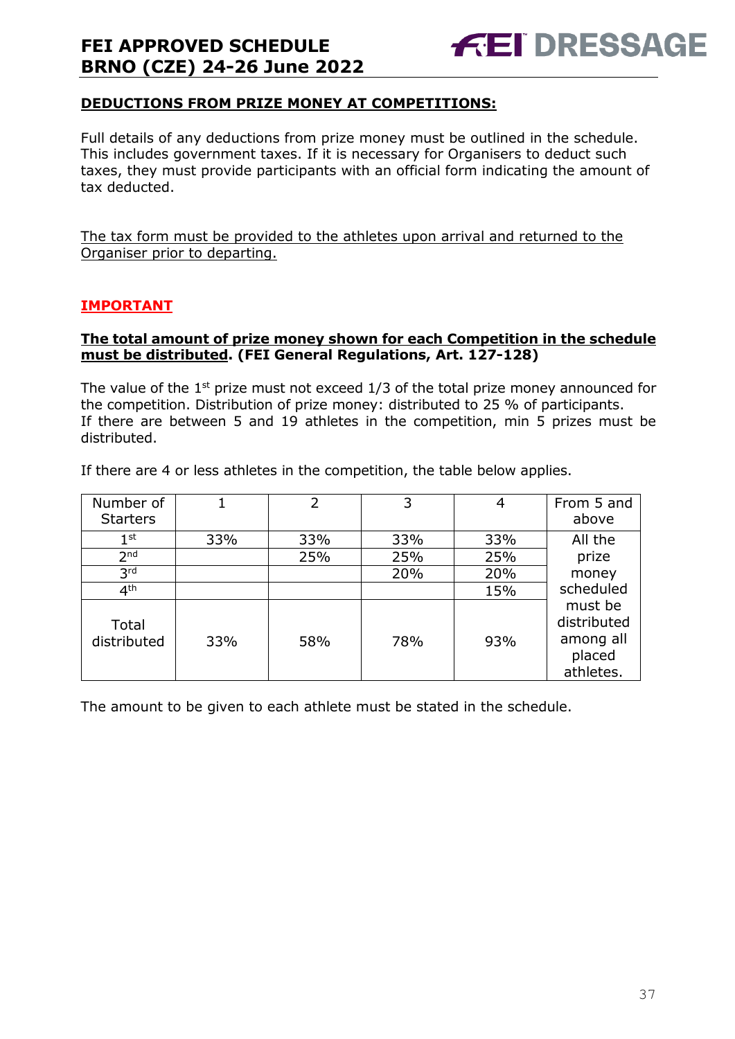## DEDUCTIONS FROM PRIZE MONEY AT COMPETITIONS:

Full details of any deductions from prize money must be outlined in the schedule. This includes government taxes. If it is necessary for Organisers to deduct such taxes, they must provide participants with an official form indicating the amount of tax deducted.

The tax form must be provided to the athletes upon arrival and returned to the Organiser prior to departing.

## IMPORTANT

**The total amount of prize money shown for each Competition in the schedule must be distributed. (FEI General Regulations, Art. 127-128)**

The value of the 1st prize must not exceed 1/3 of the total prize money announced for the competition. Distribution of prize money: distributed to 25 % of participants.
If there are between 5 and 19 athletes in the competition, min 5 prizes must be distributed.

If there are 4 or less athletes in the competition, the table below applies.

| Number of Starters | 1 | 2 | 3 | 4 | From 5 and above |
|---|---|---|---|---|---|
| 1st | 33% | 33% | 33% | 33% | All the prize money scheduled must be distributed among all placed athletes. |
| 2nd | | 25% | 25% | 25% | |
| 3rd | | | 20% | 20% | |
| 4th | | | | 15% | |
| Total distributed | 33% | 58% | 78% | 93% | |

The amount to be given to each athlete must be stated in the schedule.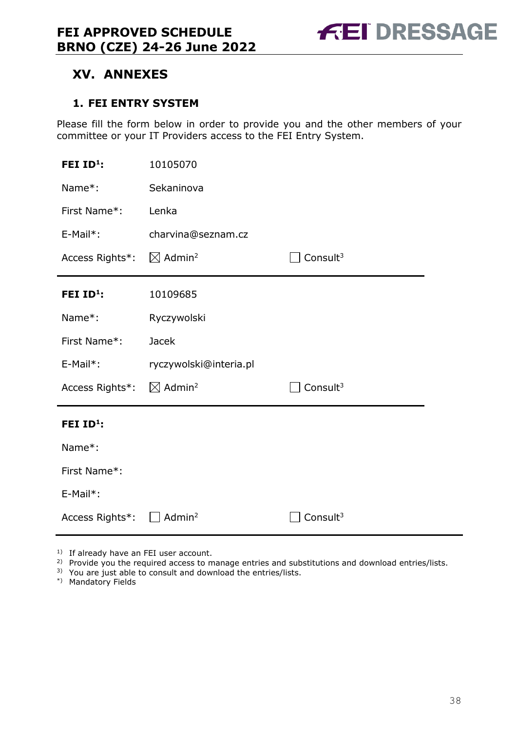## XV. ANNEXES

### 1. FEI ENTRY SYSTEM

Please fill the form below in order to provide you and the other members of your committee or your IT Providers access to the FEI Entry System.

| | | |
|---|---|---|
| **FEI ID[1]:** | 10105070 | |
| Name*: | Sekaninova | |
| First Name*: | Lenka | |
| E-Mail*: | charvina@seznam.cz | |
| Access Rights*: | ☒ Admin[2] | ☐ Consult[3] |

| | | |
|---|---|---|
| **FEI ID[1]:** | 10109685 | |
| Name*: | Ryczywolski | |
| First Name*: | Jacek | |
| E-Mail*: | ryczywolski@interia.pl | |
| Access Rights*: | ☒ Admin[2] | ☐ Consult[3] |

| | | |
|---|---|---|
| **FEI ID[1]:** | | |
| Name*: | | |
| First Name*: | | |
| E-Mail*: | | |
| Access Rights*: | ☐ Admin[2] | ☐ Consult[3] |

1) If already have an FEI user account.
2) Provide you the required access to manage entries and substitutions and download entries/lists.
3) You are just able to consult and download the entries/lists.
*) Mandatory Fields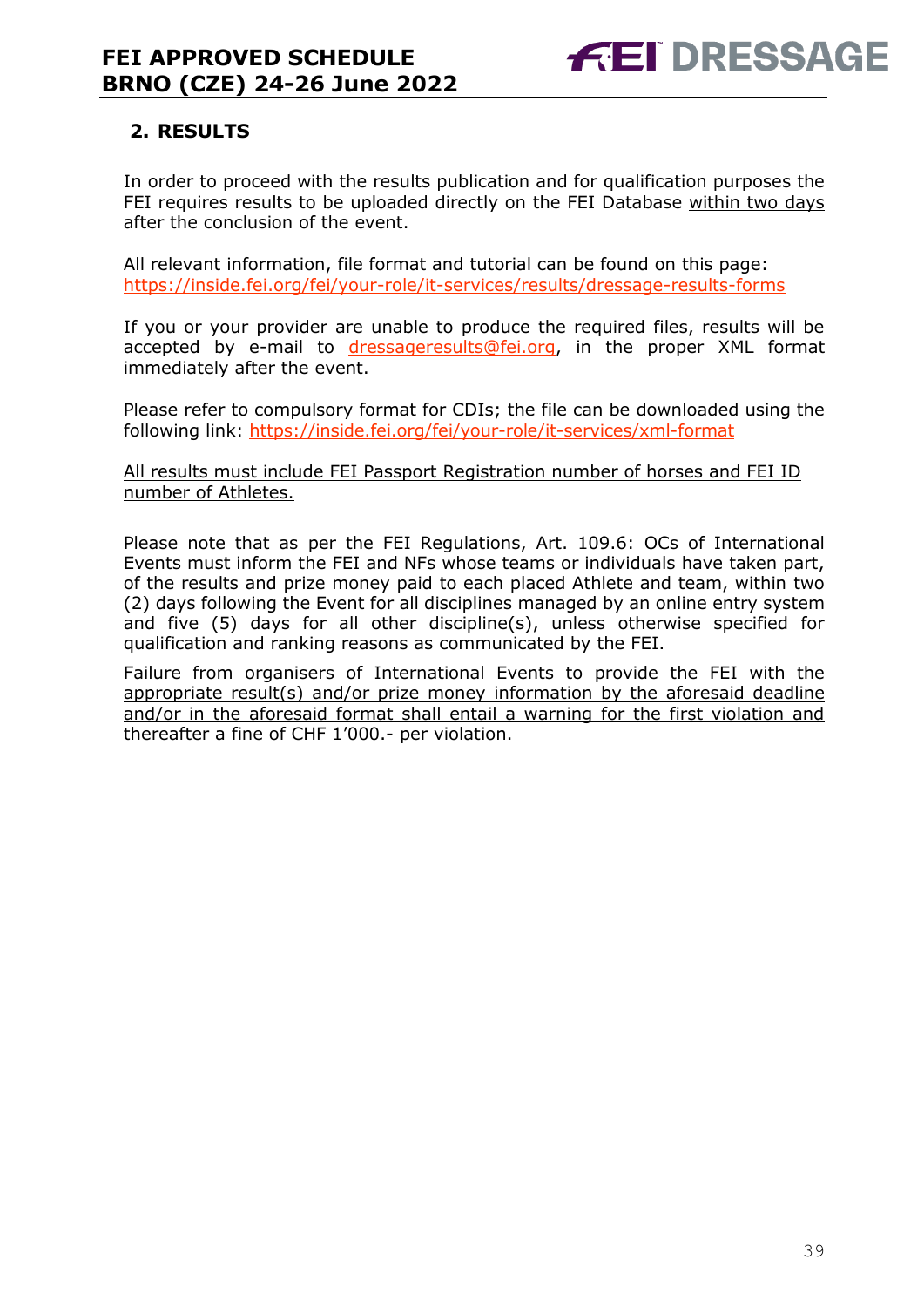## 2. RESULTS

In order to proceed with the results publication and for qualification purposes the FEI requires results to be uploaded directly on the FEI Database <u>within two days</u> after the conclusion of the event.

All relevant information, file format and tutorial can be found on this page: https://inside.fei.org/fei/your-role/it-services/results/dressage-results-forms

If you or your provider are unable to produce the required files, results will be accepted by e-mail to dressageresults@fei.org, in the proper XML format immediately after the event.

Please refer to compulsory format for CDIs; the file can be downloaded using the following link: https://inside.fei.org/fei/your-role/it-services/xml-format

<u>All results must include FEI Passport Registration number of horses and FEI ID number of Athletes.</u>

Please note that as per the FEI Regulations, Art. 109.6: OCs of International Events must inform the FEI and NFs whose teams or individuals have taken part, of the results and prize money paid to each placed Athlete and team, within two (2) days following the Event for all disciplines managed by an online entry system and five (5) days for all other discipline(s), unless otherwise specified for qualification and ranking reasons as communicated by the FEI.

<u>Failure from organisers of International Events to provide the FEI with the appropriate result(s) and/or prize money information by the aforesaid deadline and/or in the aforesaid format shall entail a warning for the first violation and thereafter a fine of CHF 1’000.- per violation.</u>